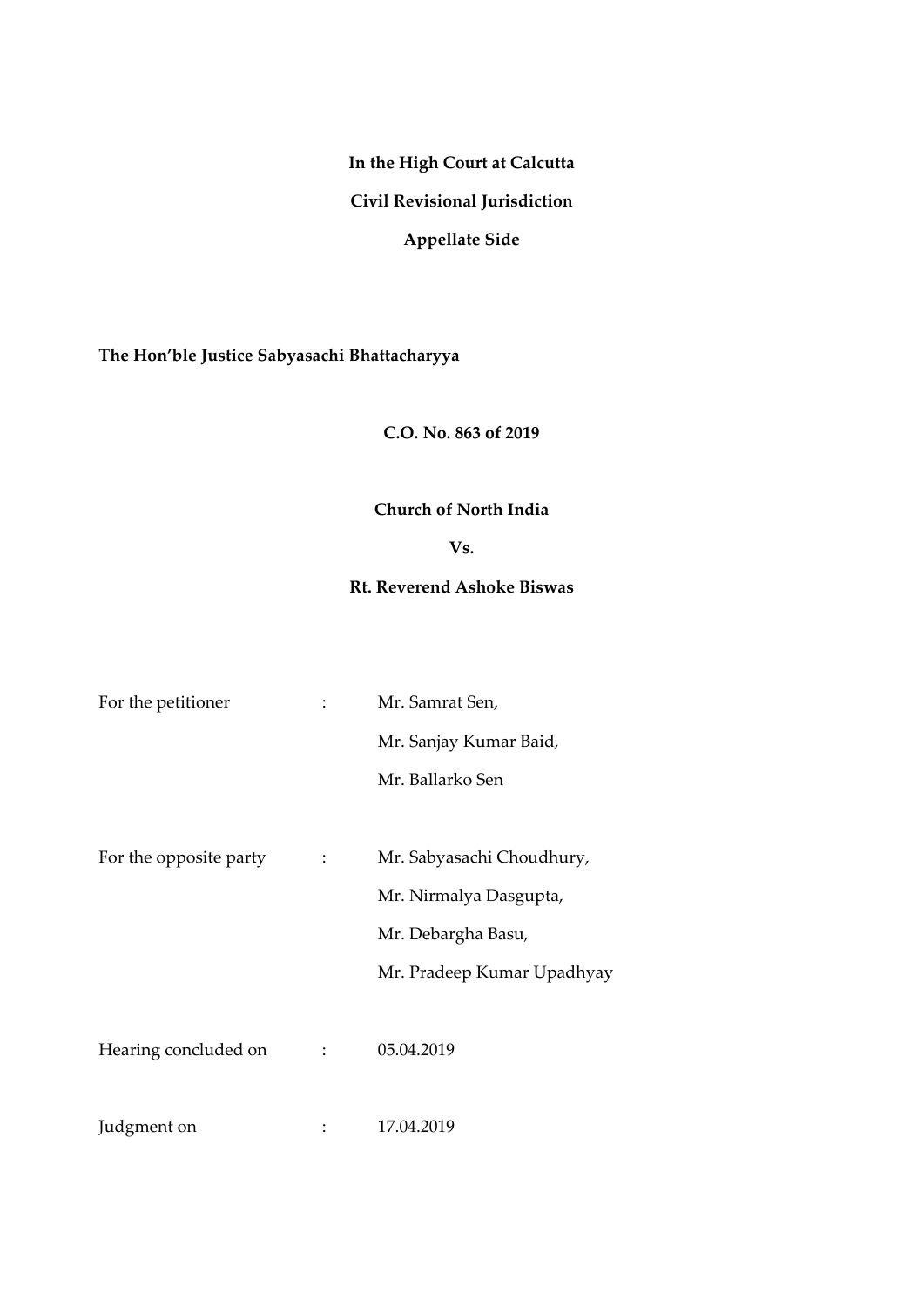**In the High Court at Calcutta**

**Civil Revisional Jurisdiction**

**Appellate Side**

**The Hon'ble Justice Sabyasachi Bhattacharyya**

**C.O. No. 863 of 2019**

**Church of North India**

**Vs.**

**Rt. Reverend Ashoke Biswas**

| | | |
|---|---|---|
| For the petitioner | : | Mr. Samrat Sen,<br>Mr. Sanjay Kumar Baid,<br>Mr. Ballarko Sen |
| For the opposite party | : | Mr. Sabyasachi Choudhury,<br>Mr. Nirmalya Dasgupta,<br>Mr. Debargha Basu,<br>Mr. Pradeep Kumar Upadhyay |
| Hearing concluded on | : | 05.04.2019 |
| Judgment on | : | 17.04.2019 |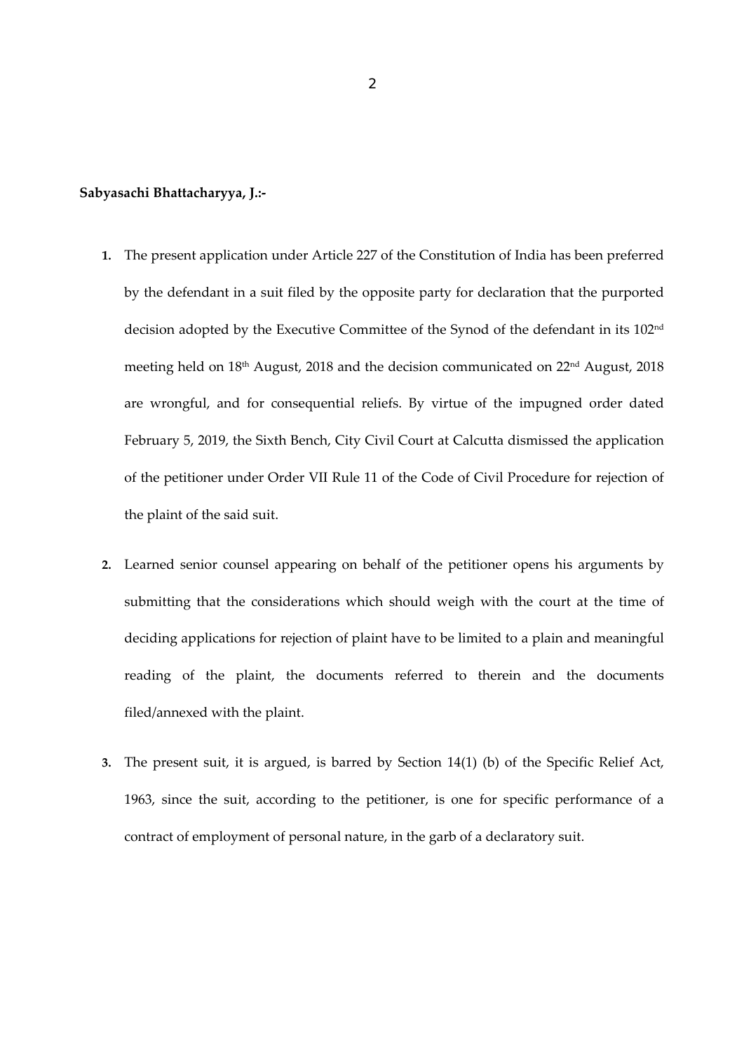**Sabyasachi Bhattacharyya, J.:-**

1. The present application under Article 227 of the Constitution of India has been preferred by the defendant in a suit filed by the opposite party for declaration that the purported decision adopted by the Executive Committee of the Synod of the defendant in its 102nd meeting held on 18th August, 2018 and the decision communicated on 22nd August, 2018 are wrongful, and for consequential reliefs. By virtue of the impugned order dated February 5, 2019, the Sixth Bench, City Civil Court at Calcutta dismissed the application of the petitioner under Order VII Rule 11 of the Code of Civil Procedure for rejection of the plaint of the said suit.

2. Learned senior counsel appearing on behalf of the petitioner opens his arguments by submitting that the considerations which should weigh with the court at the time of deciding applications for rejection of plaint have to be limited to a plain and meaningful reading of the plaint, the documents referred to therein and the documents filed/annexed with the plaint.

3. The present suit, it is argued, is barred by Section 14(1) (b) of the Specific Relief Act, 1963, since the suit, according to the petitioner, is one for specific performance of a contract of employment of personal nature, in the garb of a declaratory suit.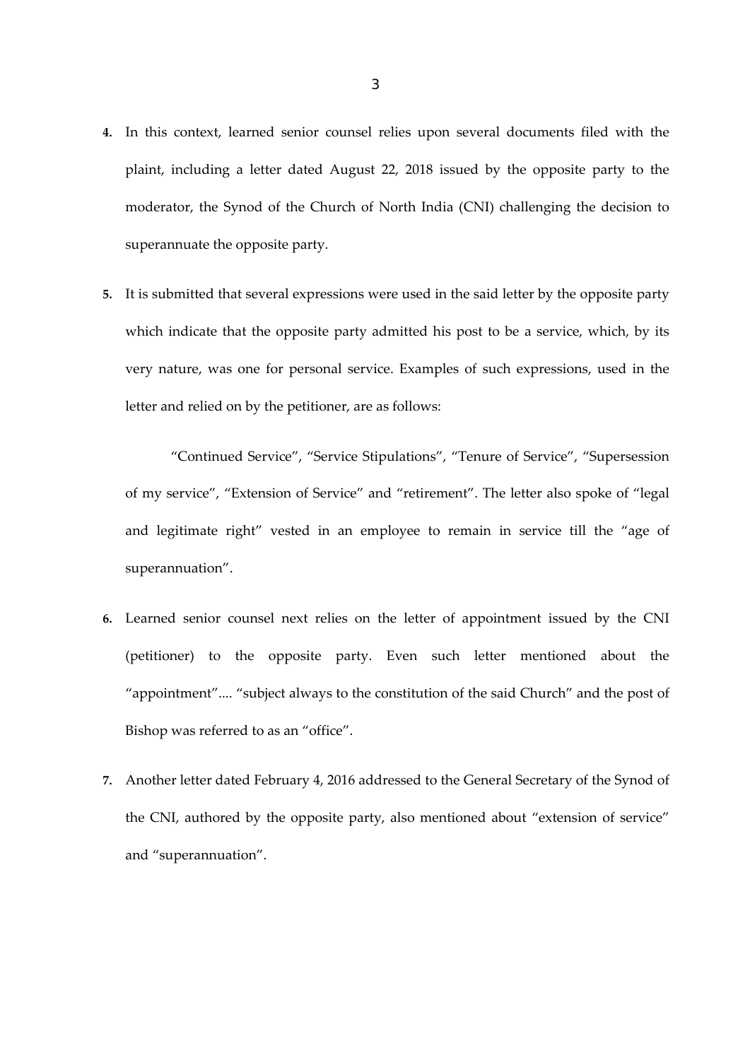**4.** In this context, learned senior counsel relies upon several documents filed with the plaint, including a letter dated August 22, 2018 issued by the opposite party to the moderator, the Synod of the Church of North India (CNI) challenging the decision to superannuate the opposite party.

**5.** It is submitted that several expressions were used in the said letter by the opposite party which indicate that the opposite party admitted his post to be a service, which, by its very nature, was one for personal service. Examples of such expressions, used in the letter and relied on by the petitioner, are as follows:

"Continued Service", "Service Stipulations", "Tenure of Service", "Supersession of my service", "Extension of Service" and "retirement". The letter also spoke of "legal and legitimate right" vested in an employee to remain in service till the "age of superannuation".

**6.** Learned senior counsel next relies on the letter of appointment issued by the CNI (petitioner) to the opposite party. Even such letter mentioned about the "appointment".... "subject always to the constitution of the said Church" and the post of Bishop was referred to as an "office".

**7.** Another letter dated February 4, 2016 addressed to the General Secretary of the Synod of the CNI, authored by the opposite party, also mentioned about "extension of service" and "superannuation".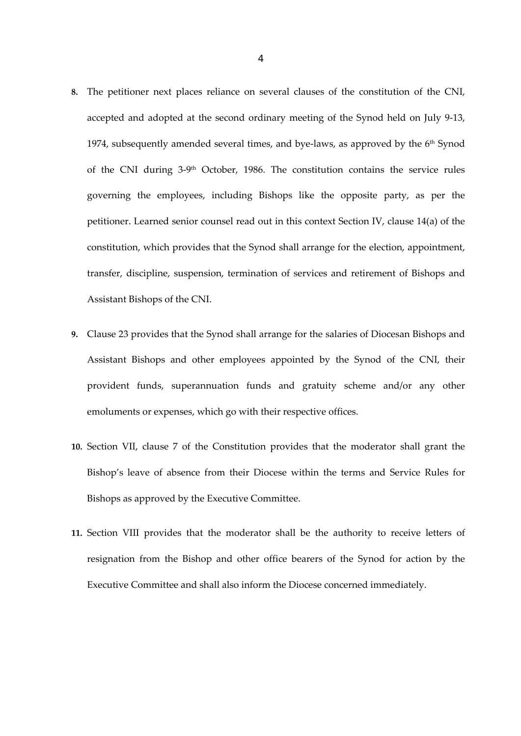**8.** The petitioner next places reliance on several clauses of the constitution of the CNI, accepted and adopted at the second ordinary meeting of the Synod held on July 9-13, 1974, subsequently amended several times, and bye-laws, as approved by the 6th Synod of the CNI during 3-9th October, 1986. The constitution contains the service rules governing the employees, including Bishops like the opposite party, as per the petitioner. Learned senior counsel read out in this context Section IV, clause 14(a) of the constitution, which provides that the Synod shall arrange for the election, appointment, transfer, discipline, suspension, termination of services and retirement of Bishops and Assistant Bishops of the CNI.

**9.** Clause 23 provides that the Synod shall arrange for the salaries of Diocesan Bishops and Assistant Bishops and other employees appointed by the Synod of the CNI, their provident funds, superannuation funds and gratuity scheme and/or any other emoluments or expenses, which go with their respective offices.

**10.** Section VII, clause 7 of the Constitution provides that the moderator shall grant the Bishop's leave of absence from their Diocese within the terms and Service Rules for Bishops as approved by the Executive Committee.

**11.** Section VIII provides that the moderator shall be the authority to receive letters of resignation from the Bishop and other office bearers of the Synod for action by the Executive Committee and shall also inform the Diocese concerned immediately.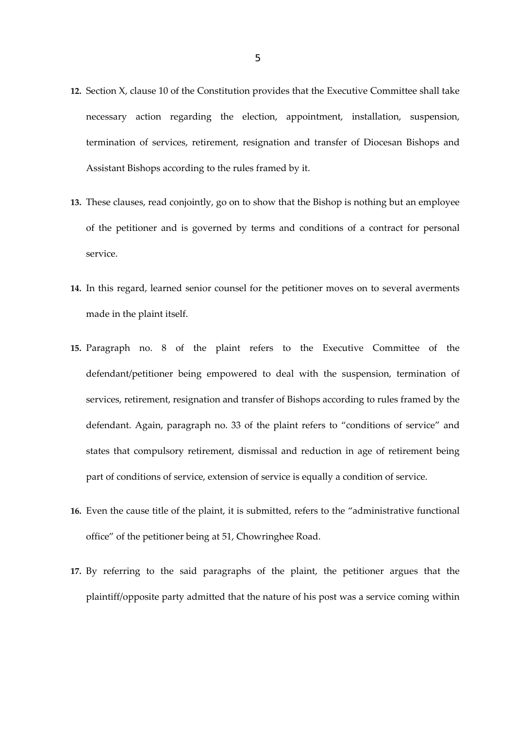**12.** Section X, clause 10 of the Constitution provides that the Executive Committee shall take necessary action regarding the election, appointment, installation, suspension, termination of services, retirement, resignation and transfer of Diocesan Bishops and Assistant Bishops according to the rules framed by it.

**13.** These clauses, read conjointly, go on to show that the Bishop is nothing but an employee of the petitioner and is governed by terms and conditions of a contract for personal service.

**14.** In this regard, learned senior counsel for the petitioner moves on to several averments made in the plaint itself.

**15.** Paragraph no. 8 of the plaint refers to the Executive Committee of the defendant/petitioner being empowered to deal with the suspension, termination of services, retirement, resignation and transfer of Bishops according to rules framed by the defendant. Again, paragraph no. 33 of the plaint refers to "conditions of service" and states that compulsory retirement, dismissal and reduction in age of retirement being part of conditions of service, extension of service is equally a condition of service.

**16.** Even the cause title of the plaint, it is submitted, refers to the "administrative functional office" of the petitioner being at 51, Chowringhee Road.

**17.** By referring to the said paragraphs of the plaint, the petitioner argues that the plaintiff/opposite party admitted that the nature of his post was a service coming within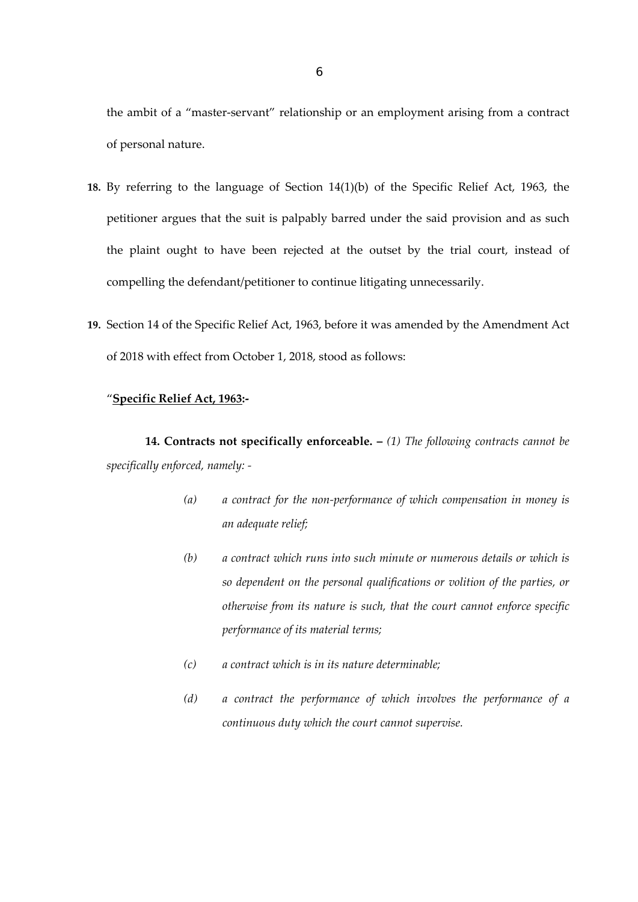the ambit of a "master-servant" relationship or an employment arising from a contract of personal nature.

**18.** By referring to the language of Section 14(1)(b) of the Specific Relief Act, 1963, the petitioner argues that the suit is palpably barred under the said provision and as such the plaint ought to have been rejected at the outset by the trial court, instead of compelling the defendant/petitioner to continue litigating unnecessarily.

**19.** Section 14 of the Specific Relief Act, 1963, before it was amended by the Amendment Act of 2018 with effect from October 1, 2018, stood as follows:

"**Specific Relief Act, 1963:-**

**14. Contracts not specifically enforceable. –** *(1) The following contracts cannot be specifically enforced, namely: -*

> *(a) a contract for the non-performance of which compensation in money is an adequate relief;*
>
> *(b) a contract which runs into such minute or numerous details or which is so dependent on the personal qualifications or volition of the parties, or otherwise from its nature is such, that the court cannot enforce specific performance of its material terms;*
>
> *(c) a contract which is in its nature determinable;*
>
> *(d) a contract the performance of which involves the performance of a continuous duty which the court cannot supervise.*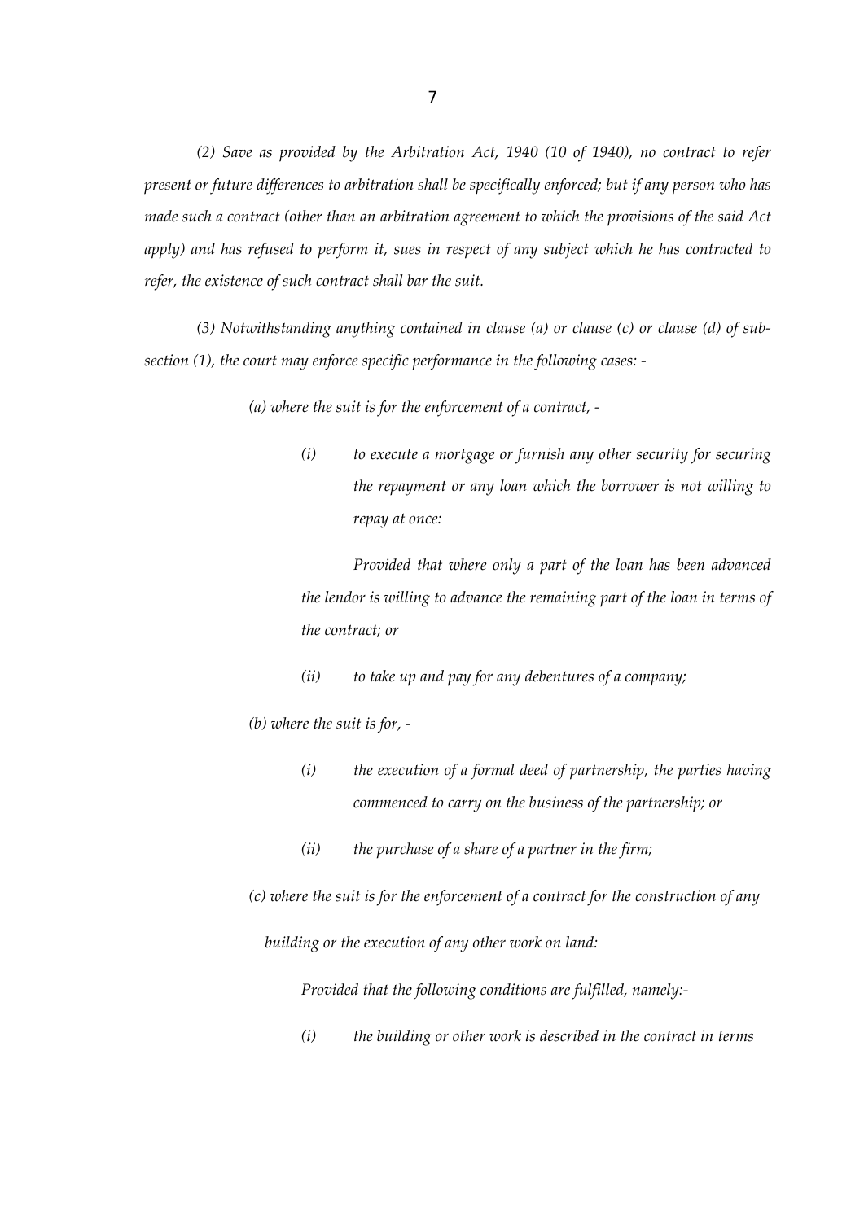*(2) Save as provided by the Arbitration Act, 1940 (10 of 1940), no contract to refer present or future differences to arbitration shall be specifically enforced; but if any person who has made such a contract (other than an arbitration agreement to which the provisions of the said Act apply) and has refused to perform it, sues in respect of any subject which he has contracted to refer, the existence of such contract shall bar the suit.*

*(3) Notwithstanding anything contained in clause (a) or clause (c) or clause (d) of sub-section (1), the court may enforce specific performance in the following cases: -*

*(a) where the suit is for the enforcement of a contract, -*

*(i) to execute a mortgage or furnish any other security for securing the repayment or any loan which the borrower is not willing to repay at once:*

*Provided that where only a part of the loan has been advanced the lendor is willing to advance the remaining part of the loan in terms of the contract; or*

*(ii) to take up and pay for any debentures of a company;*

*(b) where the suit is for, -*

*(i) the execution of a formal deed of partnership, the parties having commenced to carry on the business of the partnership; or*

*(ii) the purchase of a share of a partner in the firm;*

*(c) where the suit is for the enforcement of a contract for the construction of any building or the execution of any other work on land:*

*Provided that the following conditions are fulfilled, namely:-*

*(i) the building or other work is described in the contract in terms*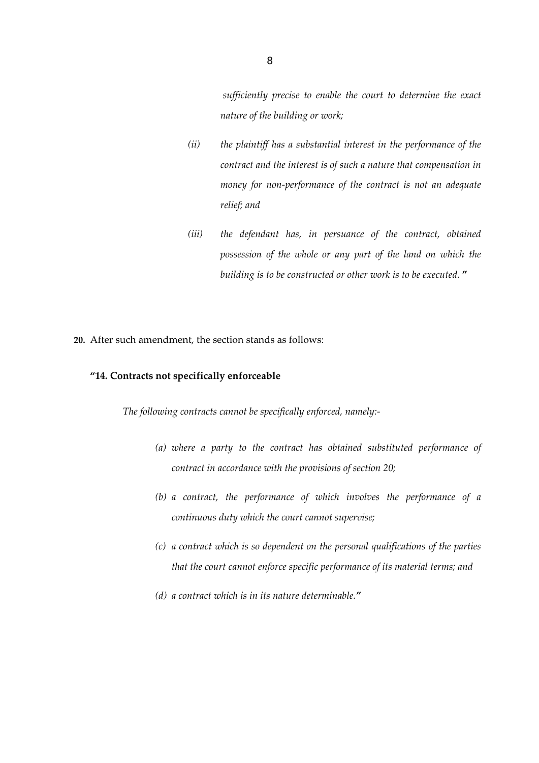*sufficiently precise to enable the court to determine the exact nature of the building or work;*

*(ii) the plaintiff has a substantial interest in the performance of the contract and the interest is of such a nature that compensation in money for non-performance of the contract is not an adequate relief; and*

*(iii) the defendant has, in persuance of the contract, obtained possession of the whole or any part of the land on which the building is to be constructed or other work is to be executed.* "

**20.** After such amendment, the section stands as follows:

**"14. Contracts not specifically enforceable**

*The following contracts cannot be specifically enforced, namely:-*

*(a) where a party to the contract has obtained substituted performance of contract in accordance with the provisions of section 20;*

*(b) a contract, the performance of which involves the performance of a continuous duty which the court cannot supervise;*

*(c) a contract which is so dependent on the personal qualifications of the parties that the court cannot enforce specific performance of its material terms; and*

*(d) a contract which is in its nature determinable.*"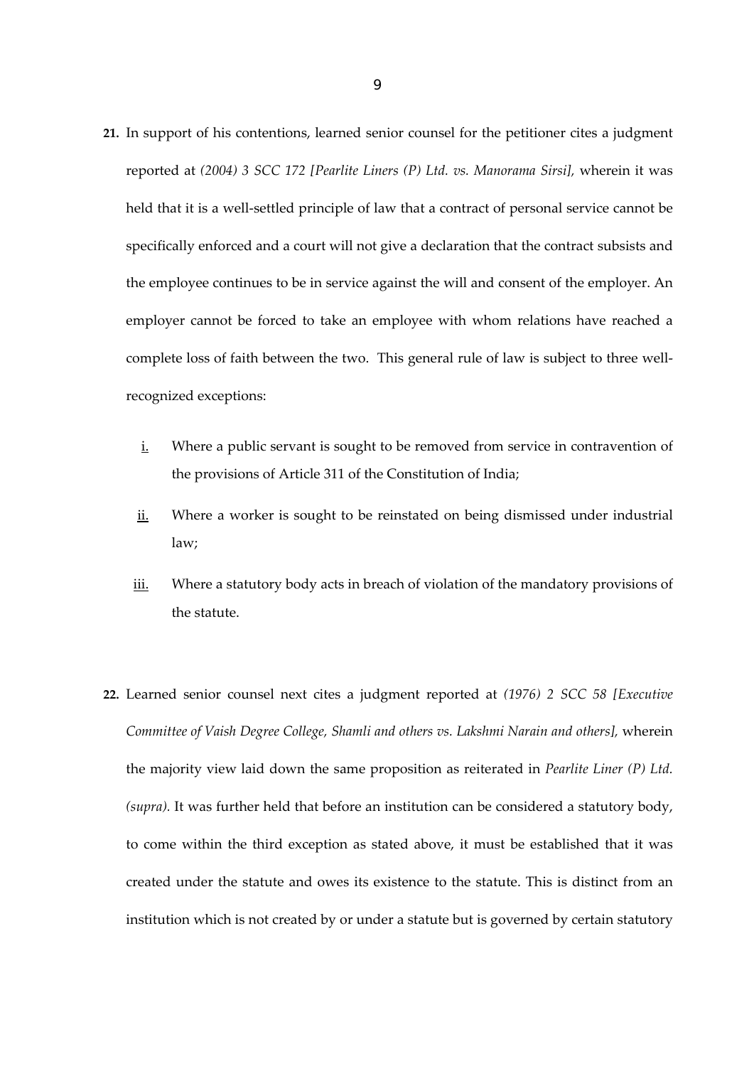**21.** In support of his contentions, learned senior counsel for the petitioner cites a judgment reported at *(2004) 3 SCC 172 [Pearlite Liners (P) Ltd. vs. Manorama Sirsi]*, wherein it was held that it is a well-settled principle of law that a contract of personal service cannot be specifically enforced and a court will not give a declaration that the contract subsists and the employee continues to be in service against the will and consent of the employer. An employer cannot be forced to take an employee with whom relations have reached a complete loss of faith between the two. This general rule of law is subject to three well-recognized exceptions:

i. Where a public servant is sought to be removed from service in contravention of the provisions of Article 311 of the Constitution of India;

ii. Where a worker is sought to be reinstated on being dismissed under industrial law;

iii. Where a statutory body acts in breach of violation of the mandatory provisions of the statute.

**22.** Learned senior counsel next cites a judgment reported at *(1976) 2 SCC 58 [Executive Committee of Vaish Degree College, Shamli and others vs. Lakshmi Narain and others]*, wherein the majority view laid down the same proposition as reiterated in *Pearlite Liner (P) Ltd. (supra)*. It was further held that before an institution can be considered a statutory body, to come within the third exception as stated above, it must be established that it was created under the statute and owes its existence to the statute. This is distinct from an institution which is not created by or under a statute but is governed by certain statutory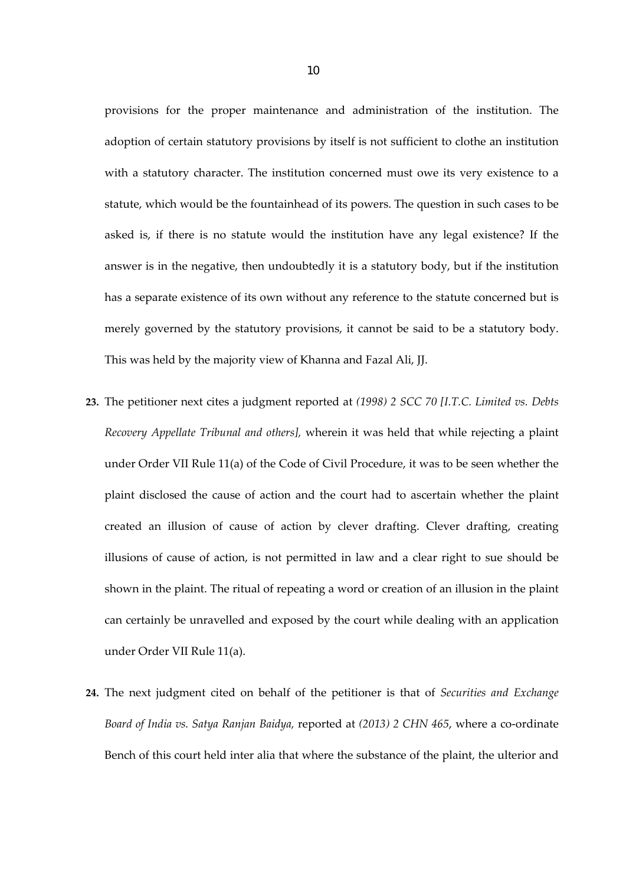provisions for the proper maintenance and administration of the institution. The adoption of certain statutory provisions by itself is not sufficient to clothe an institution with a statutory character. The institution concerned must owe its very existence to a statute, which would be the fountainhead of its powers. The question in such cases to be asked is, if there is no statute would the institution have any legal existence? If the answer is in the negative, then undoubtedly it is a statutory body, but if the institution has a separate existence of its own without any reference to the statute concerned but is merely governed by the statutory provisions, it cannot be said to be a statutory body. This was held by the majority view of Khanna and Fazal Ali, JJ.

**23.** The petitioner next cites a judgment reported at *(1998) 2 SCC 70 [I.T.C. Limited vs. Debts Recovery Appellate Tribunal and others],* wherein it was held that while rejecting a plaint under Order VII Rule 11(a) of the Code of Civil Procedure, it was to be seen whether the plaint disclosed the cause of action and the court had to ascertain whether the plaint created an illusion of cause of action by clever drafting. Clever drafting, creating illusions of cause of action, is not permitted in law and a clear right to sue should be shown in the plaint. The ritual of repeating a word or creation of an illusion in the plaint can certainly be unravelled and exposed by the court while dealing with an application under Order VII Rule 11(a).

**24.** The next judgment cited on behalf of the petitioner is that of *Securities and Exchange Board of India vs. Satya Ranjan Baidya,* reported at *(2013) 2 CHN 465*, where a co-ordinate Bench of this court held inter alia that where the substance of the plaint, the ulterior and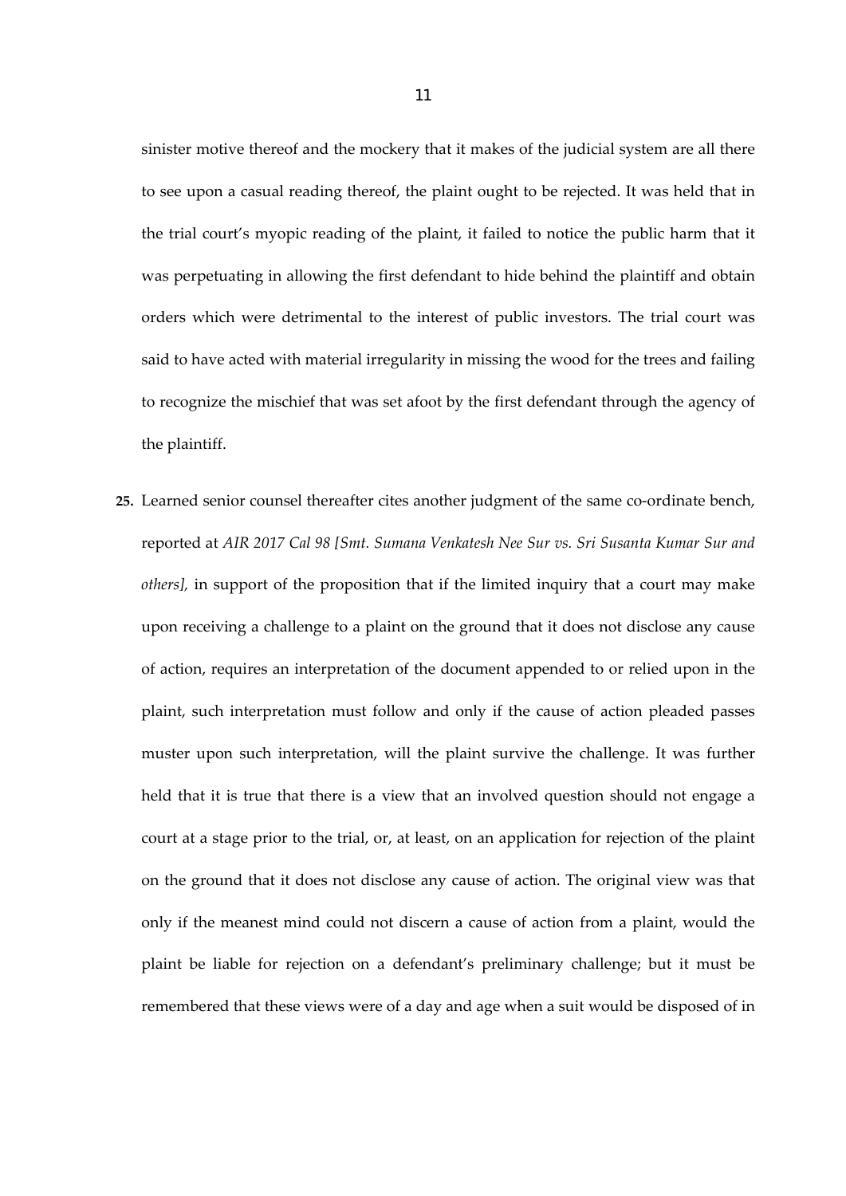sinister motive thereof and the mockery that it makes of the judicial system are all there to see upon a casual reading thereof, the plaint ought to be rejected. It was held that in the trial court's myopic reading of the plaint, it failed to notice the public harm that it was perpetuating in allowing the first defendant to hide behind the plaintiff and obtain orders which were detrimental to the interest of public investors. The trial court was said to have acted with material irregularity in missing the wood for the trees and failing to recognize the mischief that was set afoot by the first defendant through the agency of the plaintiff.

**25.** Learned senior counsel thereafter cites another judgment of the same co-ordinate bench, reported at *AIR 2017 Cal 98 [Smt. Sumana Venkatesh Nee Sur vs. Sri Susanta Kumar Sur and others]*, in support of the proposition that if the limited inquiry that a court may make upon receiving a challenge to a plaint on the ground that it does not disclose any cause of action, requires an interpretation of the document appended to or relied upon in the plaint, such interpretation must follow and only if the cause of action pleaded passes muster upon such interpretation, will the plaint survive the challenge. It was further held that it is true that there is a view that an involved question should not engage a court at a stage prior to the trial, or, at least, on an application for rejection of the plaint on the ground that it does not disclose any cause of action. The original view was that only if the meanest mind could not discern a cause of action from a plaint, would the plaint be liable for rejection on a defendant's preliminary challenge; but it must be remembered that these views were of a day and age when a suit would be disposed of in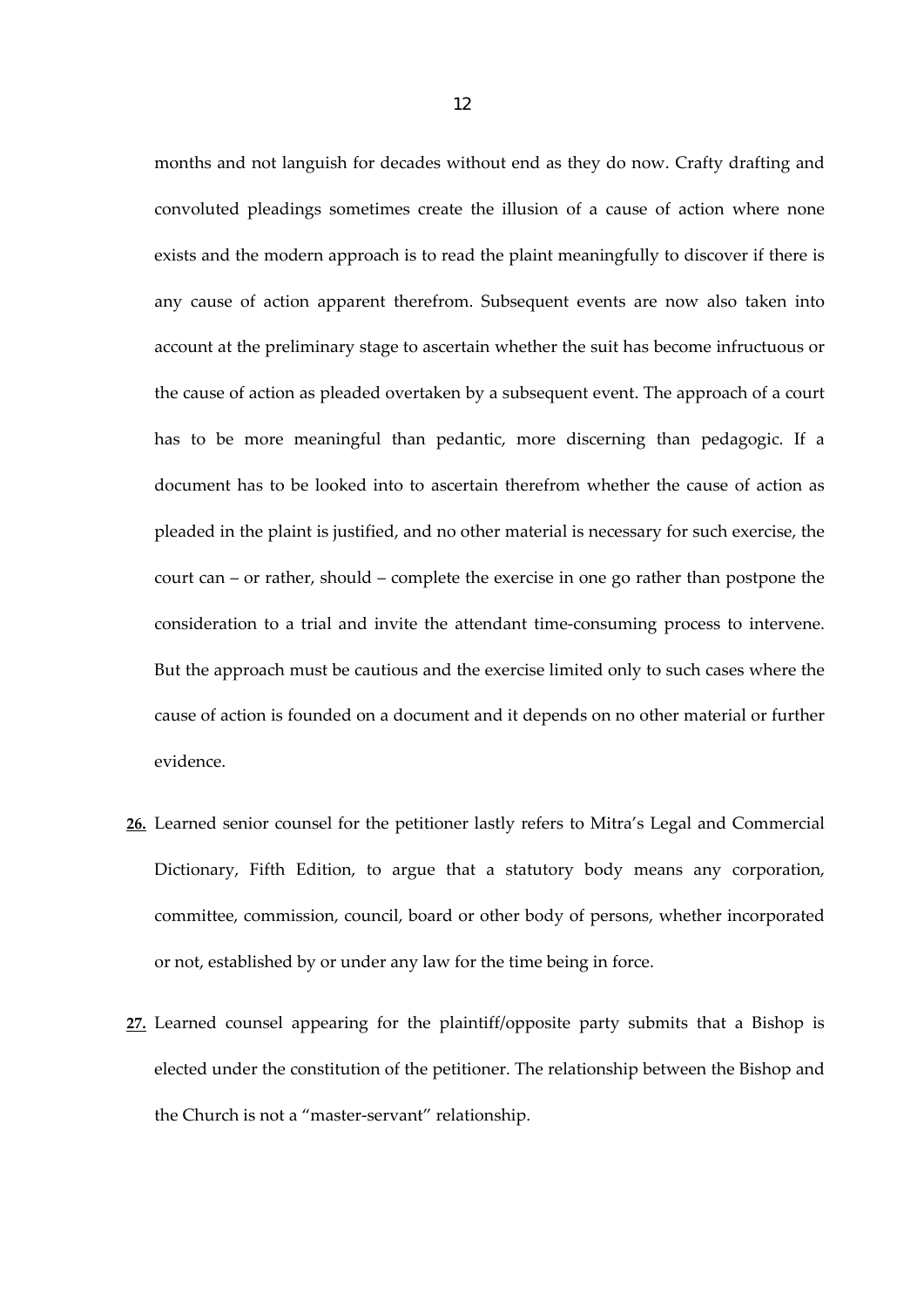months and not languish for decades without end as they do now. Crafty drafting and convoluted pleadings sometimes create the illusion of a cause of action where none exists and the modern approach is to read the plaint meaningfully to discover if there is any cause of action apparent therefrom. Subsequent events are now also taken into account at the preliminary stage to ascertain whether the suit has become infructuous or the cause of action as pleaded overtaken by a subsequent event. The approach of a court has to be more meaningful than pedantic, more discerning than pedagogic. If a document has to be looked into to ascertain therefrom whether the cause of action as pleaded in the plaint is justified, and no other material is necessary for such exercise, the court can – or rather, should – complete the exercise in one go rather than postpone the consideration to a trial and invite the attendant time-consuming process to intervene. But the approach must be cautious and the exercise limited only to such cases where the cause of action is founded on a document and it depends on no other material or further evidence.

**26.** Learned senior counsel for the petitioner lastly refers to Mitra's Legal and Commercial Dictionary, Fifth Edition, to argue that a statutory body means any corporation, committee, commission, council, board or other body of persons, whether incorporated or not, established by or under any law for the time being in force.

**27.** Learned counsel appearing for the plaintiff/opposite party submits that a Bishop is elected under the constitution of the petitioner. The relationship between the Bishop and the Church is not a "master-servant" relationship.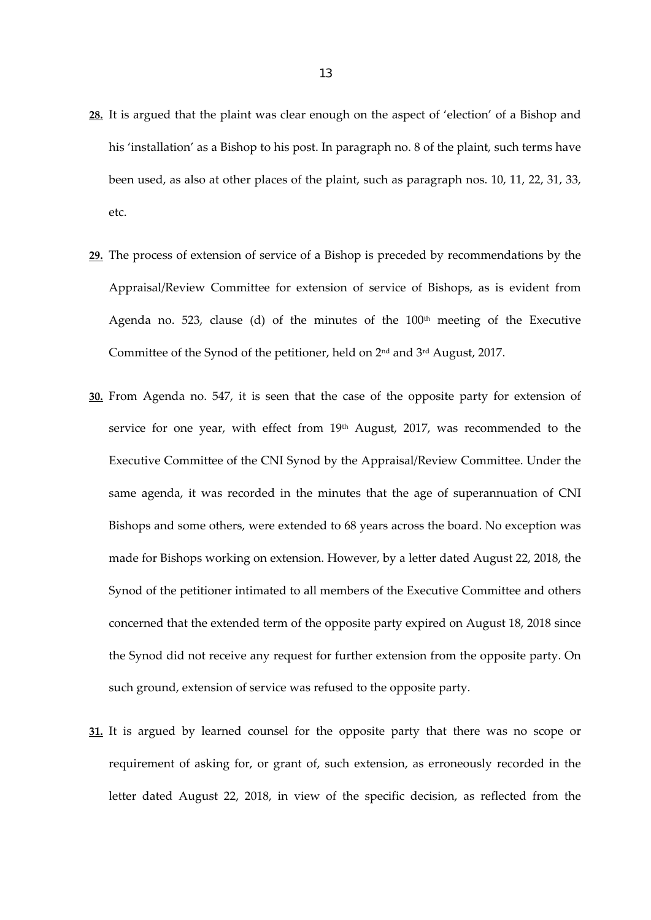**28.** It is argued that the plaint was clear enough on the aspect of 'election' of a Bishop and his 'installation' as a Bishop to his post. In paragraph no. 8 of the plaint, such terms have been used, as also at other places of the plaint, such as paragraph nos. 10, 11, 22, 31, 33, etc.

**29.** The process of extension of service of a Bishop is preceded by recommendations by the Appraisal/Review Committee for extension of service of Bishops, as is evident from Agenda no. 523, clause (d) of the minutes of the 100th meeting of the Executive Committee of the Synod of the petitioner, held on 2nd and 3rd August, 2017.

**30.** From Agenda no. 547, it is seen that the case of the opposite party for extension of service for one year, with effect from 19th August, 2017, was recommended to the Executive Committee of the CNI Synod by the Appraisal/Review Committee. Under the same agenda, it was recorded in the minutes that the age of superannuation of CNI Bishops and some others, were extended to 68 years across the board. No exception was made for Bishops working on extension. However, by a letter dated August 22, 2018, the Synod of the petitioner intimated to all members of the Executive Committee and others concerned that the extended term of the opposite party expired on August 18, 2018 since the Synod did not receive any request for further extension from the opposite party. On such ground, extension of service was refused to the opposite party.

**31.** It is argued by learned counsel for the opposite party that there was no scope or requirement of asking for, or grant of, such extension, as erroneously recorded in the letter dated August 22, 2018, in view of the specific decision, as reflected from the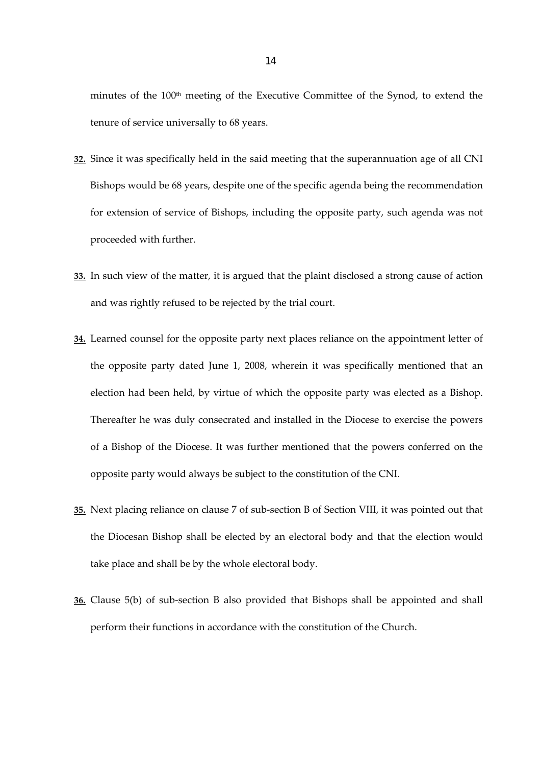minutes of the 100th meeting of the Executive Committee of the Synod, to extend the tenure of service universally to 68 years.

**32.** Since it was specifically held in the said meeting that the superannuation age of all CNI Bishops would be 68 years, despite one of the specific agenda being the recommendation for extension of service of Bishops, including the opposite party, such agenda was not proceeded with further.

**33.** In such view of the matter, it is argued that the plaint disclosed a strong cause of action and was rightly refused to be rejected by the trial court.

**34.** Learned counsel for the opposite party next places reliance on the appointment letter of the opposite party dated June 1, 2008, wherein it was specifically mentioned that an election had been held, by virtue of which the opposite party was elected as a Bishop. Thereafter he was duly consecrated and installed in the Diocese to exercise the powers of a Bishop of the Diocese. It was further mentioned that the powers conferred on the opposite party would always be subject to the constitution of the CNI.

**35.** Next placing reliance on clause 7 of sub-section B of Section VIII, it was pointed out that the Diocesan Bishop shall be elected by an electoral body and that the election would take place and shall be by the whole electoral body.

**36.** Clause 5(b) of sub-section B also provided that Bishops shall be appointed and shall perform their functions in accordance with the constitution of the Church.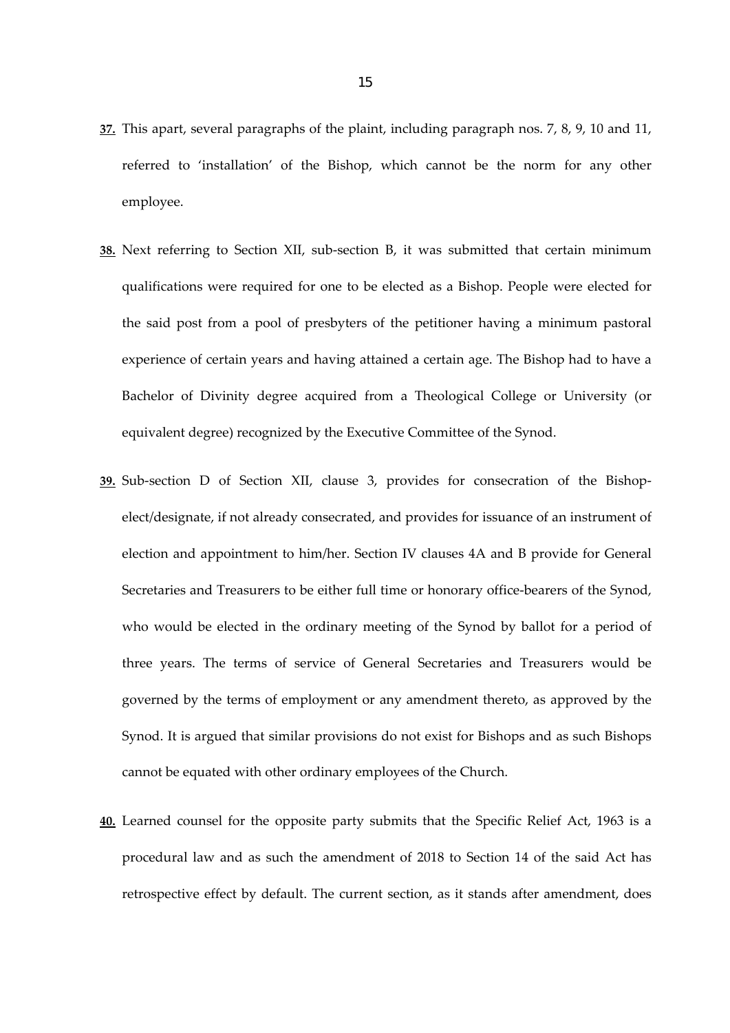**37.** This apart, several paragraphs of the plaint, including paragraph nos. 7, 8, 9, 10 and 11, referred to 'installation' of the Bishop, which cannot be the norm for any other employee.

**38.** Next referring to Section XII, sub-section B, it was submitted that certain minimum qualifications were required for one to be elected as a Bishop. People were elected for the said post from a pool of presbyters of the petitioner having a minimum pastoral experience of certain years and having attained a certain age. The Bishop had to have a Bachelor of Divinity degree acquired from a Theological College or University (or equivalent degree) recognized by the Executive Committee of the Synod.

**39.** Sub-section D of Section XII, clause 3, provides for consecration of the Bishop-elect/designate, if not already consecrated, and provides for issuance of an instrument of election and appointment to him/her. Section IV clauses 4A and B provide for General Secretaries and Treasurers to be either full time or honorary office-bearers of the Synod, who would be elected in the ordinary meeting of the Synod by ballot for a period of three years. The terms of service of General Secretaries and Treasurers would be governed by the terms of employment or any amendment thereto, as approved by the Synod. It is argued that similar provisions do not exist for Bishops and as such Bishops cannot be equated with other ordinary employees of the Church.

**40.** Learned counsel for the opposite party submits that the Specific Relief Act, 1963 is a procedural law and as such the amendment of 2018 to Section 14 of the said Act has retrospective effect by default. The current section, as it stands after amendment, does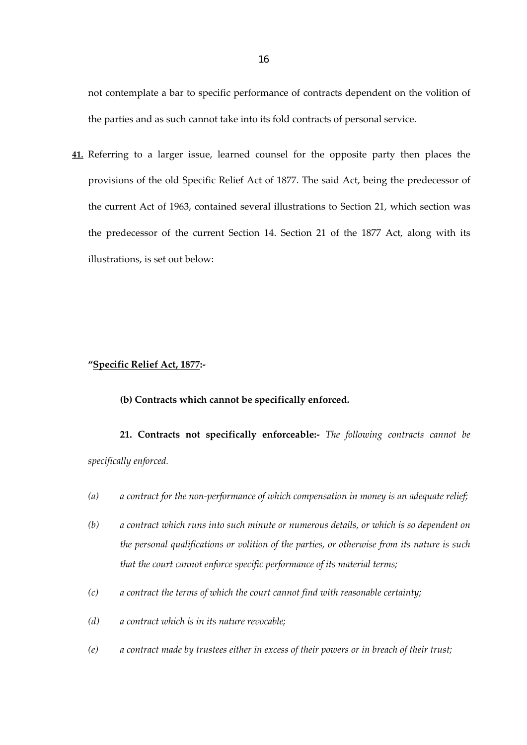not contemplate a bar to specific performance of contracts dependent on the volition of the parties and as such cannot take into its fold contracts of personal service.

**41.** Referring to a larger issue, learned counsel for the opposite party then places the provisions of the old Specific Relief Act of 1877. The said Act, being the predecessor of the current Act of 1963, contained several illustrations to Section 21, which section was the predecessor of the current Section 14. Section 21 of the 1877 Act, along with its illustrations, is set out below:

**"Specific Relief Act, 1877:-**

**(b) Contracts which cannot be specifically enforced.**

**21. Contracts not specifically enforceable:-** *The following contracts cannot be specifically enforced.*

*(a) a contract for the non-performance of which compensation in money is an adequate relief;*

*(b) a contract which runs into such minute or numerous details, or which is so dependent on the personal qualifications or volition of the parties, or otherwise from its nature is such that the court cannot enforce specific performance of its material terms;*

*(c) a contract the terms of which the court cannot find with reasonable certainty;*

*(d) a contract which is in its nature revocable;*

*(e) a contract made by trustees either in excess of their powers or in breach of their trust;*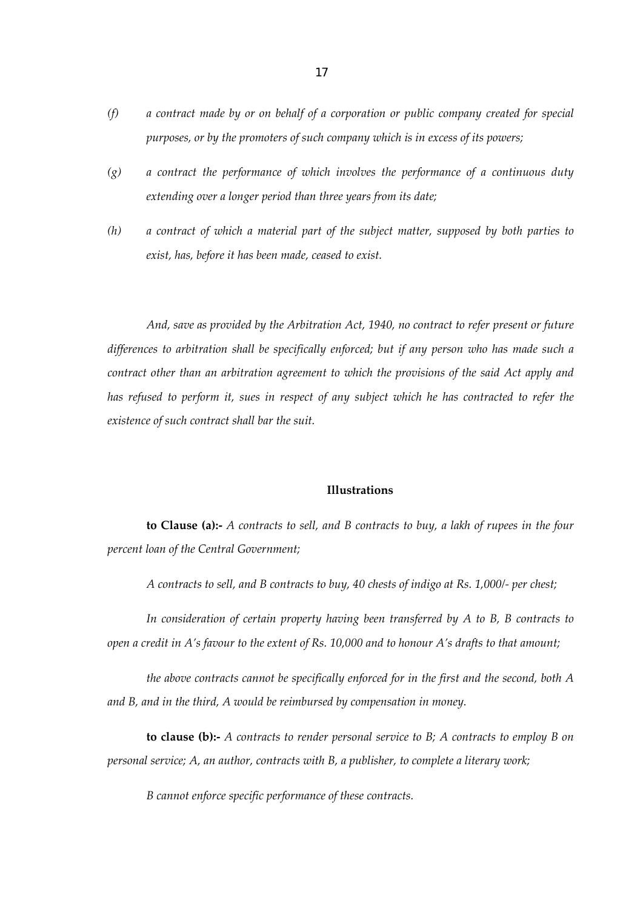*(f)* *a contract made by or on behalf of a corporation or public company created for special purposes, or by the promoters of such company which is in excess of its powers;*

*(g)* *a contract the performance of which involves the performance of a continuous duty extending over a longer period than three years from its date;*

*(h)* *a contract of which a material part of the subject matter, supposed by both parties to exist, has, before it has been made, ceased to exist.*

*And, save as provided by the Arbitration Act, 1940, no contract to refer present or future differences to arbitration shall be specifically enforced; but if any person who has made such a contract other than an arbitration agreement to which the provisions of the said Act apply and has refused to perform it, sues in respect of any subject which he has contracted to refer the existence of such contract shall bar the suit.*

**Illustrations**

**to Clause (a):-** *A contracts to sell, and B contracts to buy, a lakh of rupees in the four percent loan of the Central Government;*

*A contracts to sell, and B contracts to buy, 40 chests of indigo at Rs. 1,000/- per chest;*

*In consideration of certain property having been transferred by A to B, B contracts to open a credit in A's favour to the extent of Rs. 10,000 and to honour A's drafts to that amount;*

*the above contracts cannot be specifically enforced for in the first and the second, both A and B, and in the third, A would be reimbursed by compensation in money.*

**to clause (b):-** *A contracts to render personal service to B; A contracts to employ B on personal service; A, an author, contracts with B, a publisher, to complete a literary work;*

*B cannot enforce specific performance of these contracts.*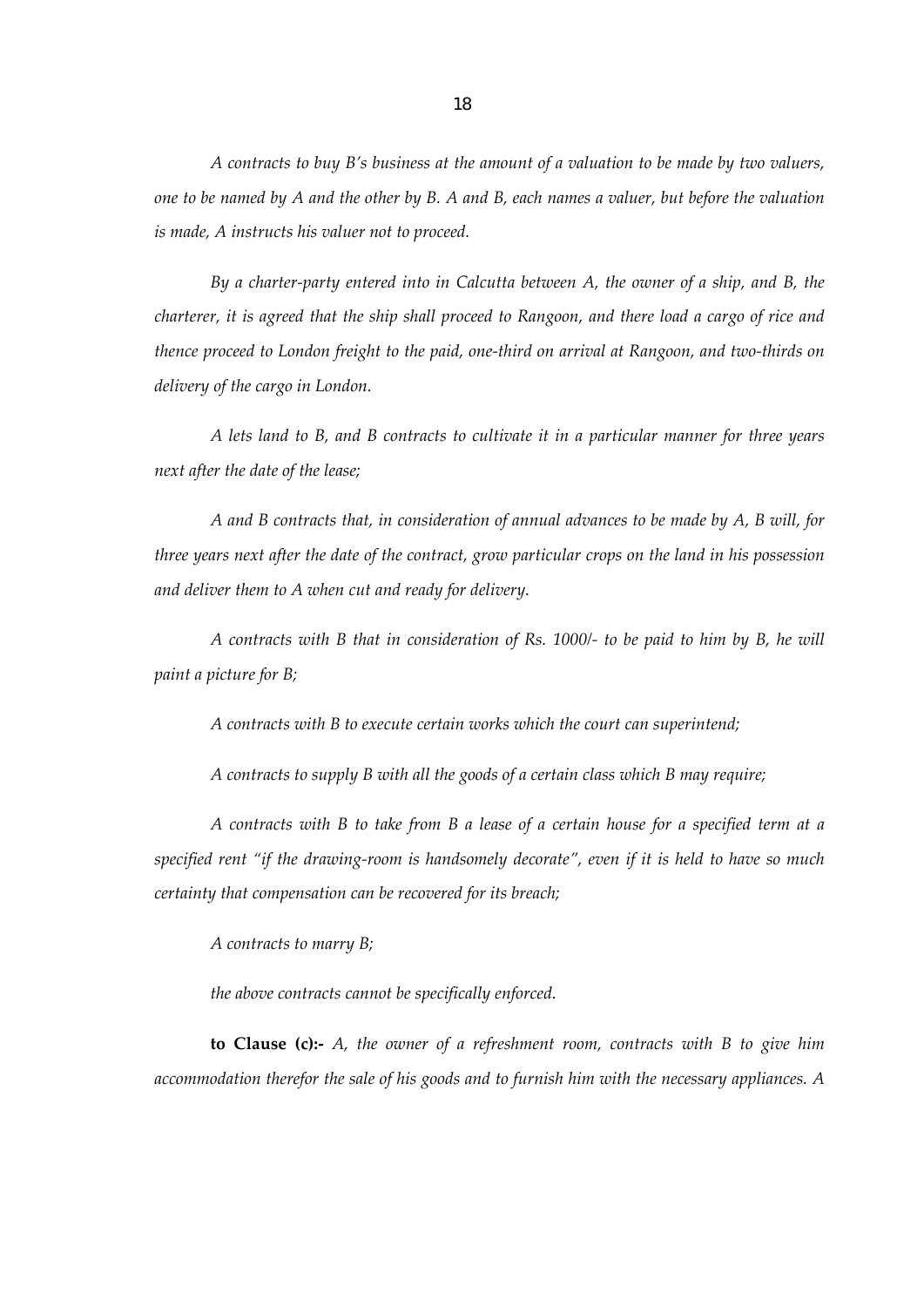*A contracts to buy B's business at the amount of a valuation to be made by two valuers, one to be named by A and the other by B. A and B, each names a valuer, but before the valuation is made, A instructs his valuer not to proceed.*

*By a charter-party entered into in Calcutta between A, the owner of a ship, and B, the charterer, it is agreed that the ship shall proceed to Rangoon, and there load a cargo of rice and thence proceed to London freight to the paid, one-third on arrival at Rangoon, and two-thirds on delivery of the cargo in London.*

*A lets land to B, and B contracts to cultivate it in a particular manner for three years next after the date of the lease;*

*A and B contracts that, in consideration of annual advances to be made by A, B will, for three years next after the date of the contract, grow particular crops on the land in his possession and deliver them to A when cut and ready for delivery.*

*A contracts with B that in consideration of Rs. 1000/- to be paid to him by B, he will paint a picture for B;*

*A contracts with B to execute certain works which the court can superintend;*

*A contracts to supply B with all the goods of a certain class which B may require;*

*A contracts with B to take from B a lease of a certain house for a specified term at a specified rent "if the drawing-room is handsomely decorate", even if it is held to have so much certainty that compensation can be recovered for its breach;*

*A contracts to marry B;*

*the above contracts cannot be specifically enforced.*

**to Clause (c):-** *A, the owner of a refreshment room, contracts with B to give him accommodation therefor the sale of his goods and to furnish him with the necessary appliances. A*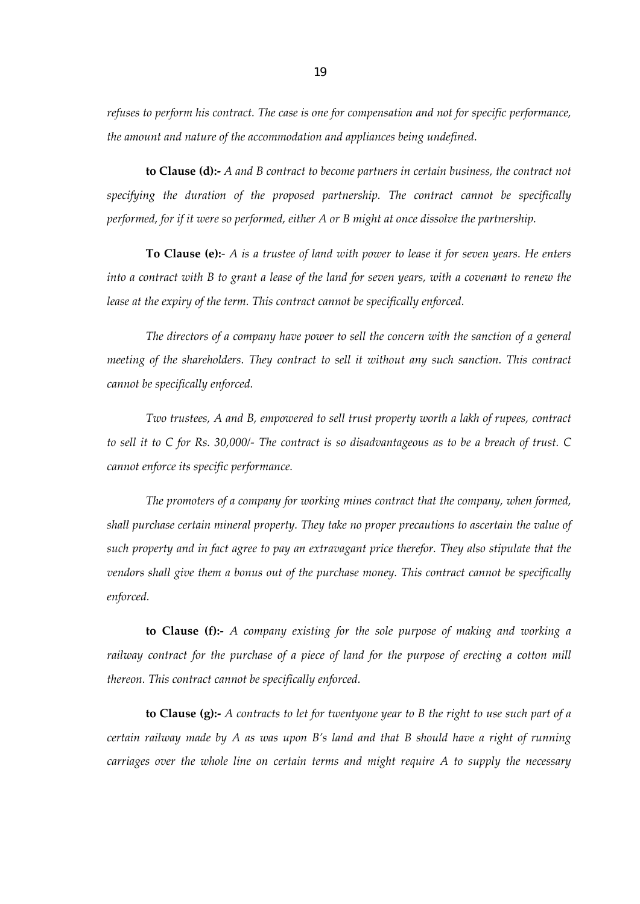*refuses to perform his contract. The case is one for compensation and not for specific performance, the amount and nature of the accommodation and appliances being undefined.*

**to Clause (d):-** *A and B contract to become partners in certain business, the contract not specifying the duration of the proposed partnership. The contract cannot be specifically performed, for if it were so performed, either A or B might at once dissolve the partnership.*

**To Clause (e):**- *A is a trustee of land with power to lease it for seven years. He enters into a contract with B to grant a lease of the land for seven years, with a covenant to renew the lease at the expiry of the term. This contract cannot be specifically enforced.*

*The directors of a company have power to sell the concern with the sanction of a general meeting of the shareholders. They contract to sell it without any such sanction. This contract cannot be specifically enforced.*

*Two trustees, A and B, empowered to sell trust property worth a lakh of rupees, contract to sell it to C for Rs. 30,000/- The contract is so disadvantageous as to be a breach of trust. C cannot enforce its specific performance.*

*The promoters of a company for working mines contract that the company, when formed, shall purchase certain mineral property. They take no proper precautions to ascertain the value of such property and in fact agree to pay an extravagant price therefor. They also stipulate that the vendors shall give them a bonus out of the purchase money. This contract cannot be specifically enforced.*

**to Clause (f):-** *A company existing for the sole purpose of making and working a railway contract for the purchase of a piece of land for the purpose of erecting a cotton mill thereon. This contract cannot be specifically enforced.*

**to Clause (g):-** *A contracts to let for twentyone year to B the right to use such part of a certain railway made by A as was upon B's land and that B should have a right of running carriages over the whole line on certain terms and might require A to supply the necessary*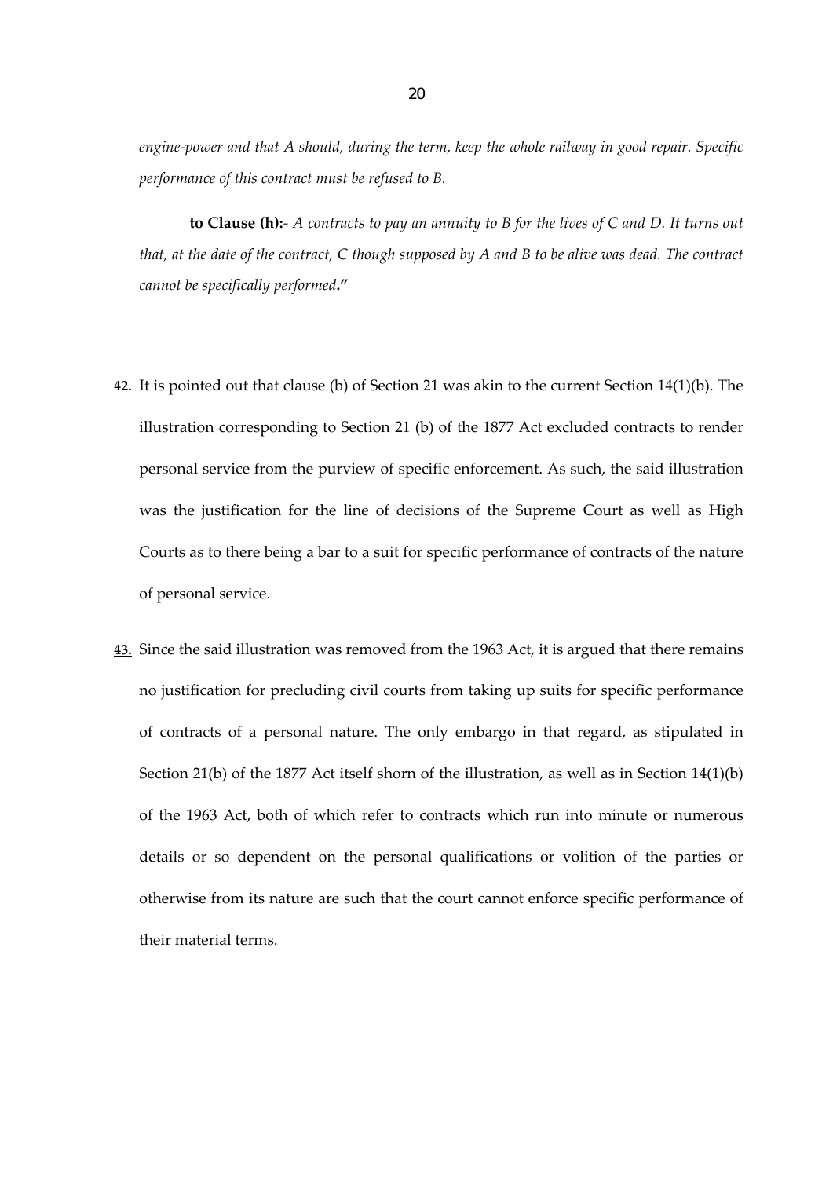*engine-power and that A should, during the term, keep the whole railway in good repair. Specific performance of this contract must be refused to B.*

**to Clause (h):**- *A contracts to pay an annuity to B for the lives of C and D. It turns out that, at the date of the contract, C though supposed by A and B to be alive was dead. The contract cannot be specifically performed*.**"**

**42.** It is pointed out that clause (b) of Section 21 was akin to the current Section 14(1)(b). The illustration corresponding to Section 21 (b) of the 1877 Act excluded contracts to render personal service from the purview of specific enforcement. As such, the said illustration was the justification for the line of decisions of the Supreme Court as well as High Courts as to there being a bar to a suit for specific performance of contracts of the nature of personal service.

**43.** Since the said illustration was removed from the 1963 Act, it is argued that there remains no justification for precluding civil courts from taking up suits for specific performance of contracts of a personal nature. The only embargo in that regard, as stipulated in Section 21(b) of the 1877 Act itself shorn of the illustration, as well as in Section 14(1)(b) of the 1963 Act, both of which refer to contracts which run into minute or numerous details or so dependent on the personal qualifications or volition of the parties or otherwise from its nature are such that the court cannot enforce specific performance of their material terms.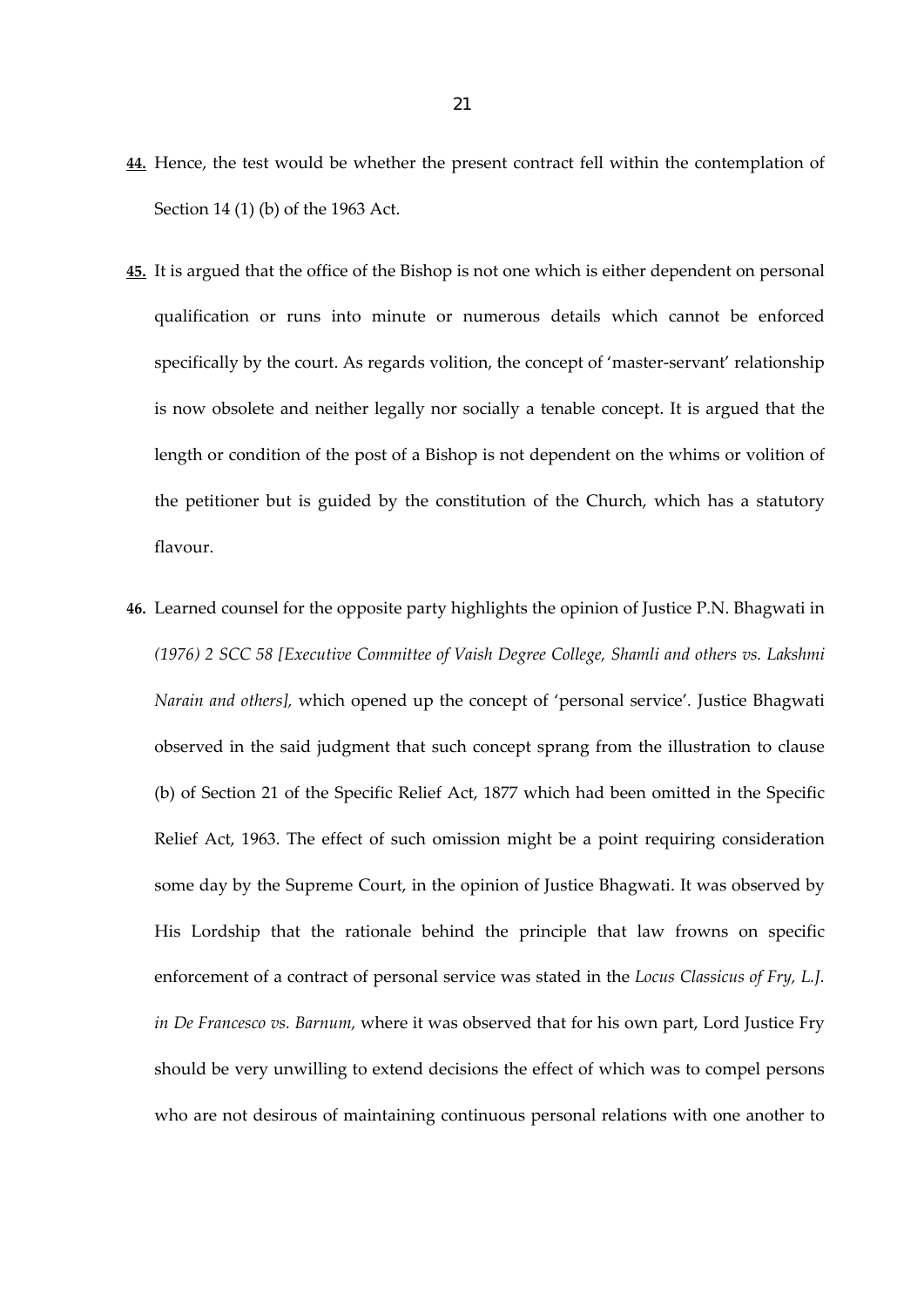**44.** Hence, the test would be whether the present contract fell within the contemplation of Section 14 (1) (b) of the 1963 Act.

**45.** It is argued that the office of the Bishop is not one which is either dependent on personal qualification or runs into minute or numerous details which cannot be enforced specifically by the court. As regards volition, the concept of 'master-servant' relationship is now obsolete and neither legally nor socially a tenable concept. It is argued that the length or condition of the post of a Bishop is not dependent on the whims or volition of the petitioner but is guided by the constitution of the Church, which has a statutory flavour.

**46.** Learned counsel for the opposite party highlights the opinion of Justice P.N. Bhagwati in *(1976) 2 SCC 58 [Executive Committee of Vaish Degree College, Shamli and others vs. Lakshmi Narain and others],* which opened up the concept of 'personal service'. Justice Bhagwati observed in the said judgment that such concept sprang from the illustration to clause (b) of Section 21 of the Specific Relief Act, 1877 which had been omitted in the Specific Relief Act, 1963. The effect of such omission might be a point requiring consideration some day by the Supreme Court, in the opinion of Justice Bhagwati. It was observed by His Lordship that the rationale behind the principle that law frowns on specific enforcement of a contract of personal service was stated in the *Locus Classicus of Fry, L.J. in De Francesco vs. Barnum,* where it was observed that for his own part, Lord Justice Fry should be very unwilling to extend decisions the effect of which was to compel persons who are not desirous of maintaining continuous personal relations with one another to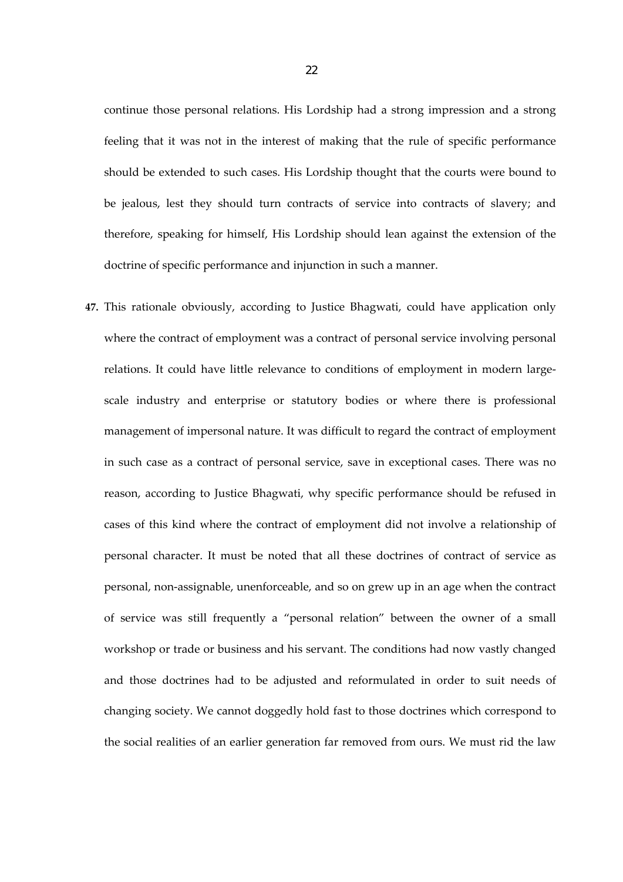continue those personal relations. His Lordship had a strong impression and a strong feeling that it was not in the interest of making that the rule of specific performance should be extended to such cases. His Lordship thought that the courts were bound to be jealous, lest they should turn contracts of service into contracts of slavery; and therefore, speaking for himself, His Lordship should lean against the extension of the doctrine of specific performance and injunction in such a manner.

**47.** This rationale obviously, according to Justice Bhagwati, could have application only where the contract of employment was a contract of personal service involving personal relations. It could have little relevance to conditions of employment in modern large-scale industry and enterprise or statutory bodies or where there is professional management of impersonal nature. It was difficult to regard the contract of employment in such case as a contract of personal service, save in exceptional cases. There was no reason, according to Justice Bhagwati, why specific performance should be refused in cases of this kind where the contract of employment did not involve a relationship of personal character. It must be noted that all these doctrines of contract of service as personal, non-assignable, unenforceable, and so on grew up in an age when the contract of service was still frequently a "personal relation" between the owner of a small workshop or trade or business and his servant. The conditions had now vastly changed and those doctrines had to be adjusted and reformulated in order to suit needs of changing society. We cannot doggedly hold fast to those doctrines which correspond to the social realities of an earlier generation far removed from ours. We must rid the law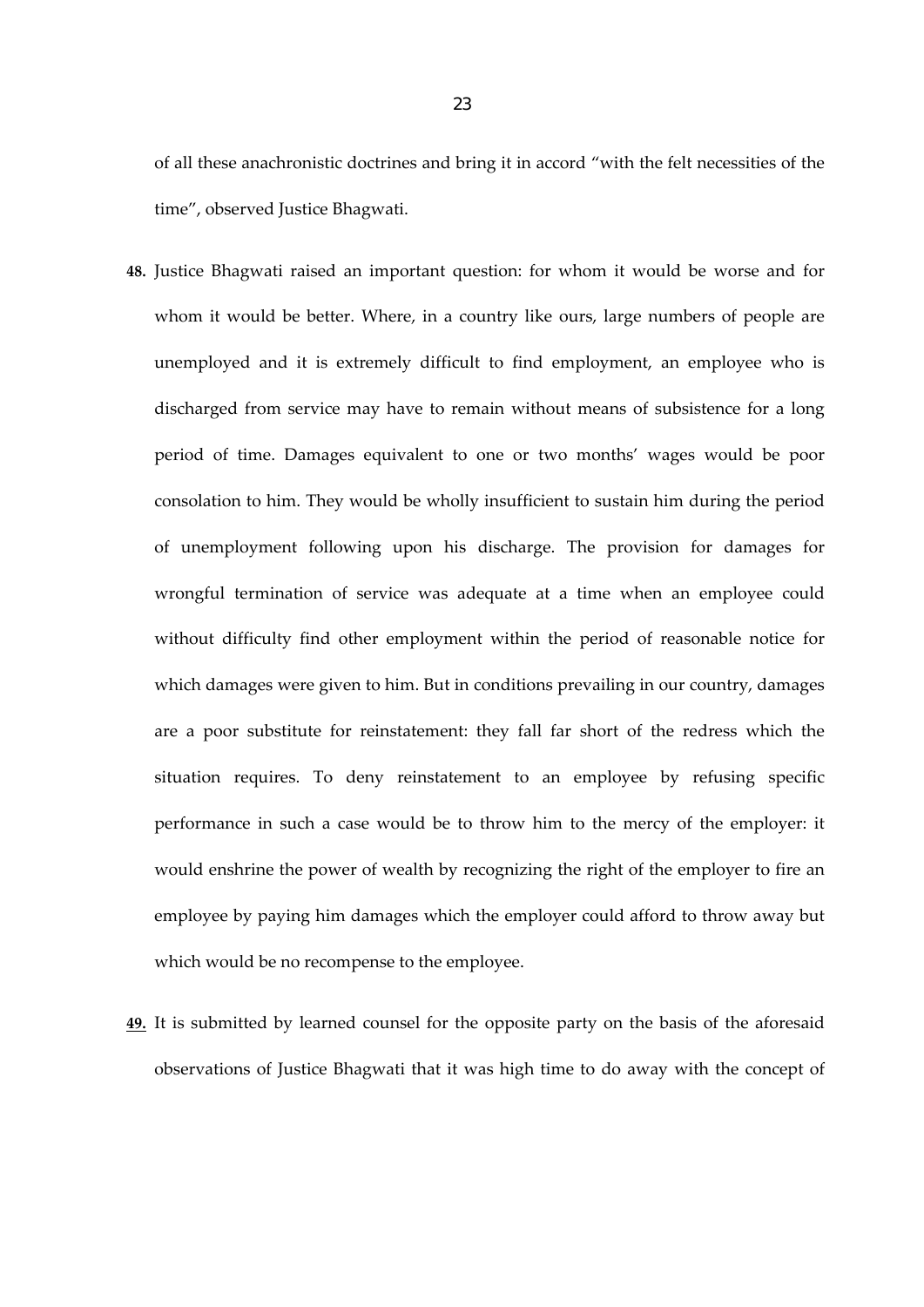of all these anachronistic doctrines and bring it in accord "with the felt necessities of the time", observed Justice Bhagwati.

**48.** Justice Bhagwati raised an important question: for whom it would be worse and for whom it would be better. Where, in a country like ours, large numbers of people are unemployed and it is extremely difficult to find employment, an employee who is discharged from service may have to remain without means of subsistence for a long period of time. Damages equivalent to one or two months' wages would be poor consolation to him. They would be wholly insufficient to sustain him during the period of unemployment following upon his discharge. The provision for damages for wrongful termination of service was adequate at a time when an employee could without difficulty find other employment within the period of reasonable notice for which damages were given to him. But in conditions prevailing in our country, damages are a poor substitute for reinstatement: they fall far short of the redress which the situation requires. To deny reinstatement to an employee by refusing specific performance in such a case would be to throw him to the mercy of the employer: it would enshrine the power of wealth by recognizing the right of the employer to fire an employee by paying him damages which the employer could afford to throw away but which would be no recompense to the employee.

**49.** It is submitted by learned counsel for the opposite party on the basis of the aforesaid observations of Justice Bhagwati that it was high time to do away with the concept of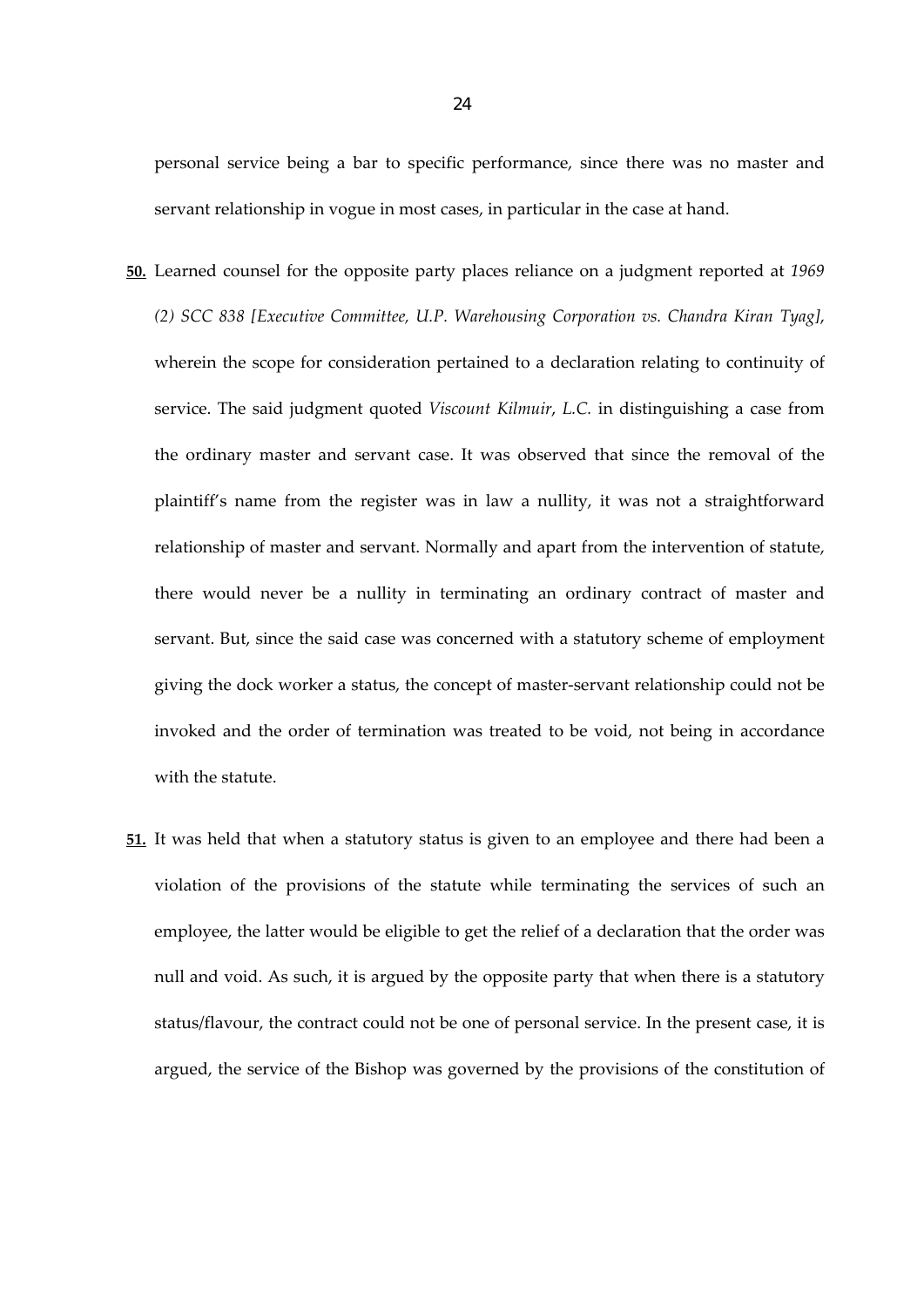personal service being a bar to specific performance, since there was no master and servant relationship in vogue in most cases, in particular in the case at hand.

**50.** Learned counsel for the opposite party places reliance on a judgment reported at *1969 (2) SCC 838 [Executive Committee, U.P. Warehousing Corporation vs. Chandra Kiran Tyag]*, wherein the scope for consideration pertained to a declaration relating to continuity of service. The said judgment quoted *Viscount Kilmuir, L.C.* in distinguishing a case from the ordinary master and servant case. It was observed that since the removal of the plaintiff's name from the register was in law a nullity, it was not a straightforward relationship of master and servant. Normally and apart from the intervention of statute, there would never be a nullity in terminating an ordinary contract of master and servant. But, since the said case was concerned with a statutory scheme of employment giving the dock worker a status, the concept of master-servant relationship could not be invoked and the order of termination was treated to be void, not being in accordance with the statute.

**51.** It was held that when a statutory status is given to an employee and there had been a violation of the provisions of the statute while terminating the services of such an employee, the latter would be eligible to get the relief of a declaration that the order was null and void. As such, it is argued by the opposite party that when there is a statutory status/flavour, the contract could not be one of personal service. In the present case, it is argued, the service of the Bishop was governed by the provisions of the constitution of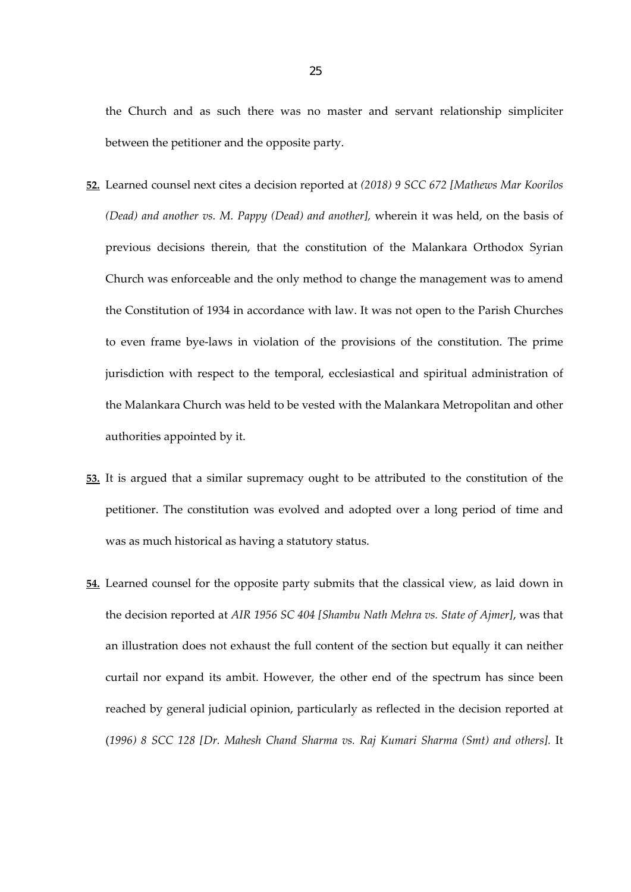the Church and as such there was no master and servant relationship simpliciter between the petitioner and the opposite party.

**52.** Learned counsel next cites a decision reported at *(2018) 9 SCC 672 [Mathews Mar Koorilos (Dead) and another vs. M. Pappy (Dead) and another],* wherein it was held, on the basis of previous decisions therein, that the constitution of the Malankara Orthodox Syrian Church was enforceable and the only method to change the management was to amend the Constitution of 1934 in accordance with law. It was not open to the Parish Churches to even frame bye-laws in violation of the provisions of the constitution. The prime jurisdiction with respect to the temporal, ecclesiastical and spiritual administration of the Malankara Church was held to be vested with the Malankara Metropolitan and other authorities appointed by it.

**53.** It is argued that a similar supremacy ought to be attributed to the constitution of the petitioner. The constitution was evolved and adopted over a long period of time and was as much historical as having a statutory status.

**54.** Learned counsel for the opposite party submits that the classical view, as laid down in the decision reported at *AIR 1956 SC 404 [Shambu Nath Mehra vs. State of Ajmer]*, was that an illustration does not exhaust the full content of the section but equally it can neither curtail nor expand its ambit. However, the other end of the spectrum has since been reached by general judicial opinion, particularly as reflected in the decision reported at (*1996) 8 SCC 128 [Dr. Mahesh Chand Sharma vs. Raj Kumari Sharma (Smt) and others].* It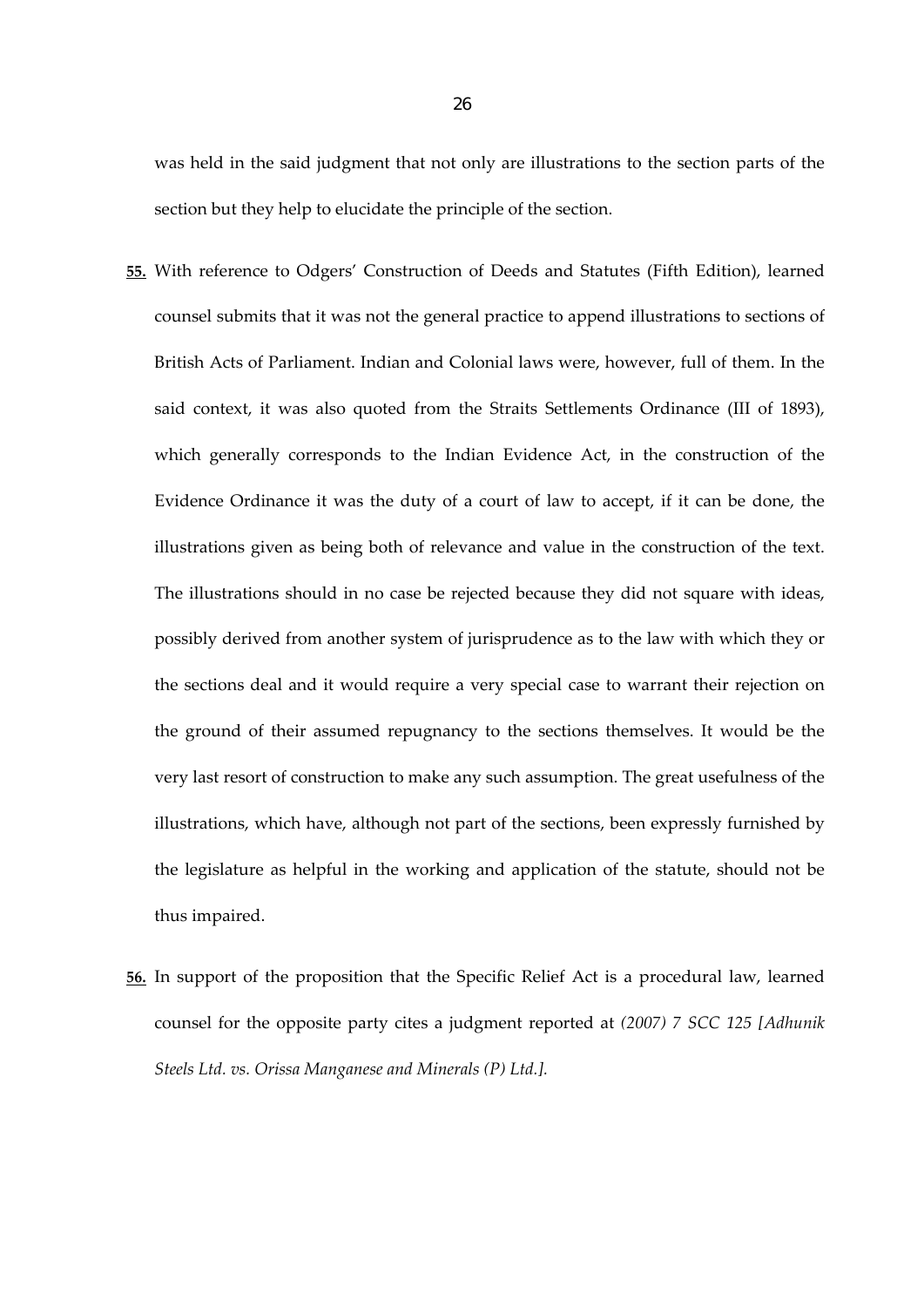was held in the said judgment that not only are illustrations to the section parts of the section but they help to elucidate the principle of the section.

**55.** With reference to Odgers' Construction of Deeds and Statutes (Fifth Edition), learned counsel submits that it was not the general practice to append illustrations to sections of British Acts of Parliament. Indian and Colonial laws were, however, full of them. In the said context, it was also quoted from the Straits Settlements Ordinance (III of 1893), which generally corresponds to the Indian Evidence Act, in the construction of the Evidence Ordinance it was the duty of a court of law to accept, if it can be done, the illustrations given as being both of relevance and value in the construction of the text. The illustrations should in no case be rejected because they did not square with ideas, possibly derived from another system of jurisprudence as to the law with which they or the sections deal and it would require a very special case to warrant their rejection on the ground of their assumed repugnancy to the sections themselves. It would be the very last resort of construction to make any such assumption. The great usefulness of the illustrations, which have, although not part of the sections, been expressly furnished by the legislature as helpful in the working and application of the statute, should not be thus impaired.

**56.** In support of the proposition that the Specific Relief Act is a procedural law, learned counsel for the opposite party cites a judgment reported at *(2007) 7 SCC 125 [Adhunik Steels Ltd. vs. Orissa Manganese and Minerals (P) Ltd.].*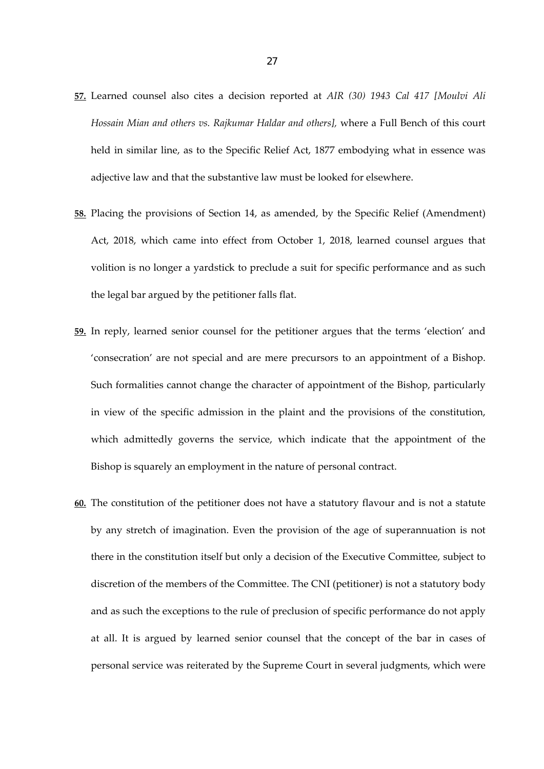**57.** Learned counsel also cites a decision reported at *AIR (30) 1943 Cal 417 [Moulvi Ali Hossain Mian and others vs. Rajkumar Haldar and others],* where a Full Bench of this court held in similar line, as to the Specific Relief Act, 1877 embodying what in essence was adjective law and that the substantive law must be looked for elsewhere.

**58.** Placing the provisions of Section 14, as amended, by the Specific Relief (Amendment) Act, 2018, which came into effect from October 1, 2018, learned counsel argues that volition is no longer a yardstick to preclude a suit for specific performance and as such the legal bar argued by the petitioner falls flat.

**59.** In reply, learned senior counsel for the petitioner argues that the terms 'election' and 'consecration' are not special and are mere precursors to an appointment of a Bishop. Such formalities cannot change the character of appointment of the Bishop, particularly in view of the specific admission in the plaint and the provisions of the constitution, which admittedly governs the service, which indicate that the appointment of the Bishop is squarely an employment in the nature of personal contract.

**60.** The constitution of the petitioner does not have a statutory flavour and is not a statute by any stretch of imagination. Even the provision of the age of superannuation is not there in the constitution itself but only a decision of the Executive Committee, subject to discretion of the members of the Committee. The CNI (petitioner) is not a statutory body and as such the exceptions to the rule of preclusion of specific performance do not apply at all. It is argued by learned senior counsel that the concept of the bar in cases of personal service was reiterated by the Supreme Court in several judgments, which were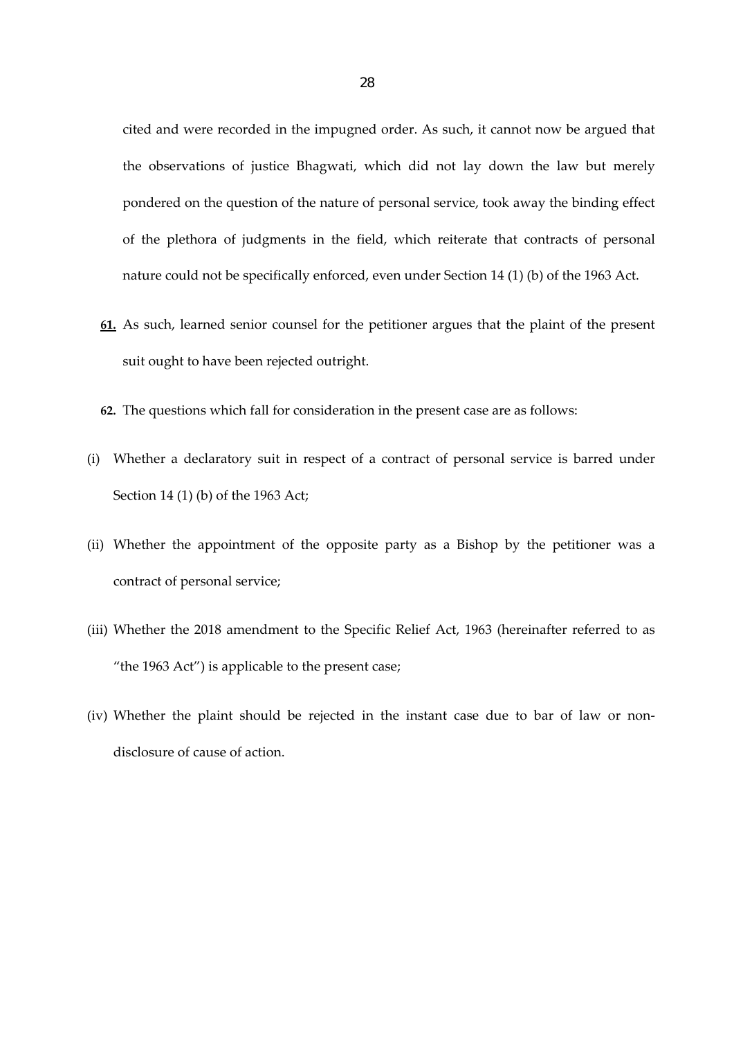cited and were recorded in the impugned order. As such, it cannot now be argued that the observations of justice Bhagwati, which did not lay down the law but merely pondered on the question of the nature of personal service, took away the binding effect of the plethora of judgments in the field, which reiterate that contracts of personal nature could not be specifically enforced, even under Section 14 (1) (b) of the 1963 Act.

**61.** As such, learned senior counsel for the petitioner argues that the plaint of the present suit ought to have been rejected outright.

**62.** The questions which fall for consideration in the present case are as follows:

(i) Whether a declaratory suit in respect of a contract of personal service is barred under Section 14 (1) (b) of the 1963 Act;

(ii) Whether the appointment of the opposite party as a Bishop by the petitioner was a contract of personal service;

(iii) Whether the 2018 amendment to the Specific Relief Act, 1963 (hereinafter referred to as "the 1963 Act") is applicable to the present case;

(iv) Whether the plaint should be rejected in the instant case due to bar of law or non-disclosure of cause of action.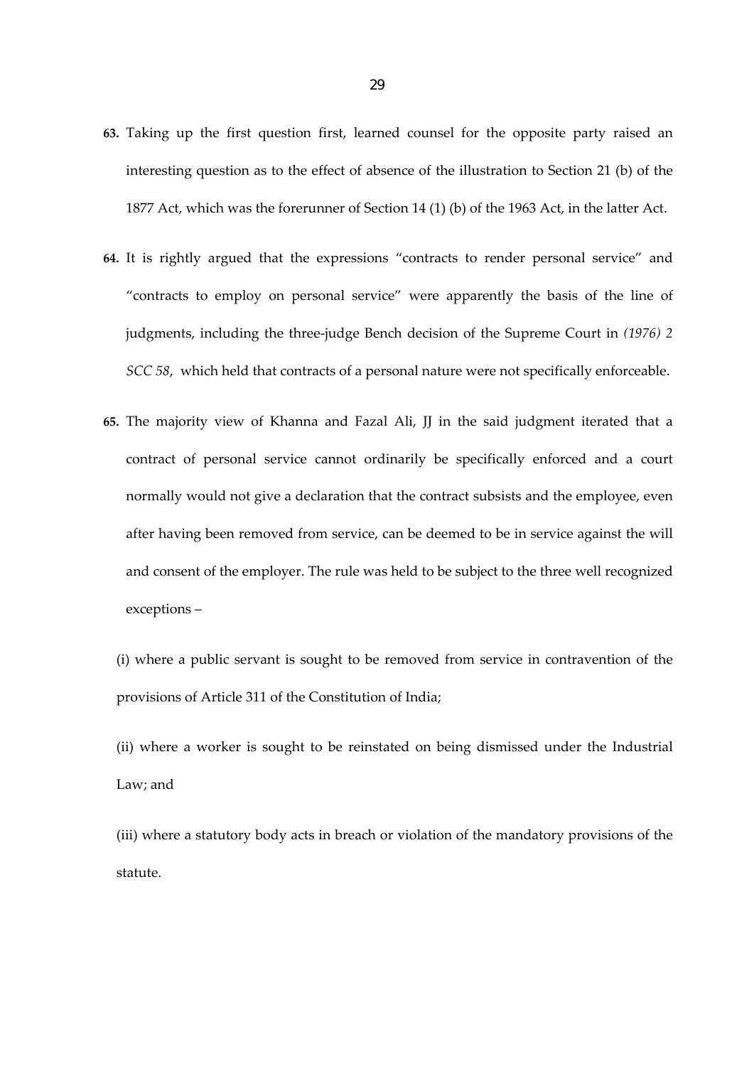**63.** Taking up the first question first, learned counsel for the opposite party raised an interesting question as to the effect of absence of the illustration to Section 21 (b) of the 1877 Act, which was the forerunner of Section 14 (1) (b) of the 1963 Act, in the latter Act.

**64.** It is rightly argued that the expressions "contracts to render personal service" and "contracts to employ on personal service" were apparently the basis of the line of judgments, including the three-judge Bench decision of the Supreme Court in *(1976) 2 SCC 58*, which held that contracts of a personal nature were not specifically enforceable.

**65.** The majority view of Khanna and Fazal Ali, JJ in the said judgment iterated that a contract of personal service cannot ordinarily be specifically enforced and a court normally would not give a declaration that the contract subsists and the employee, even after having been removed from service, can be deemed to be in service against the will and consent of the employer. The rule was held to be subject to the three well recognized exceptions –

(i) where a public servant is sought to be removed from service in contravention of the provisions of Article 311 of the Constitution of India;

(ii) where a worker is sought to be reinstated on being dismissed under the Industrial Law; and

(iii) where a statutory body acts in breach or violation of the mandatory provisions of the statute.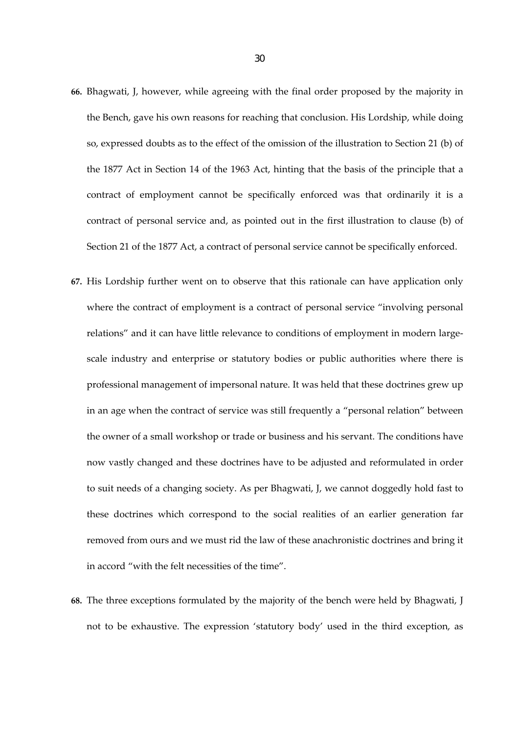**66.** Bhagwati, J, however, while agreeing with the final order proposed by the majority in the Bench, gave his own reasons for reaching that conclusion. His Lordship, while doing so, expressed doubts as to the effect of the omission of the illustration to Section 21 (b) of the 1877 Act in Section 14 of the 1963 Act, hinting that the basis of the principle that a contract of employment cannot be specifically enforced was that ordinarily it is a contract of personal service and, as pointed out in the first illustration to clause (b) of Section 21 of the 1877 Act, a contract of personal service cannot be specifically enforced.

**67.** His Lordship further went on to observe that this rationale can have application only where the contract of employment is a contract of personal service "involving personal relations" and it can have little relevance to conditions of employment in modern large-scale industry and enterprise or statutory bodies or public authorities where there is professional management of impersonal nature. It was held that these doctrines grew up in an age when the contract of service was still frequently a "personal relation" between the owner of a small workshop or trade or business and his servant. The conditions have now vastly changed and these doctrines have to be adjusted and reformulated in order to suit needs of a changing society. As per Bhagwati, J, we cannot doggedly hold fast to these doctrines which correspond to the social realities of an earlier generation far removed from ours and we must rid the law of these anachronistic doctrines and bring it in accord "with the felt necessities of the time".

**68.** The three exceptions formulated by the majority of the bench were held by Bhagwati, J not to be exhaustive. The expression 'statutory body' used in the third exception, as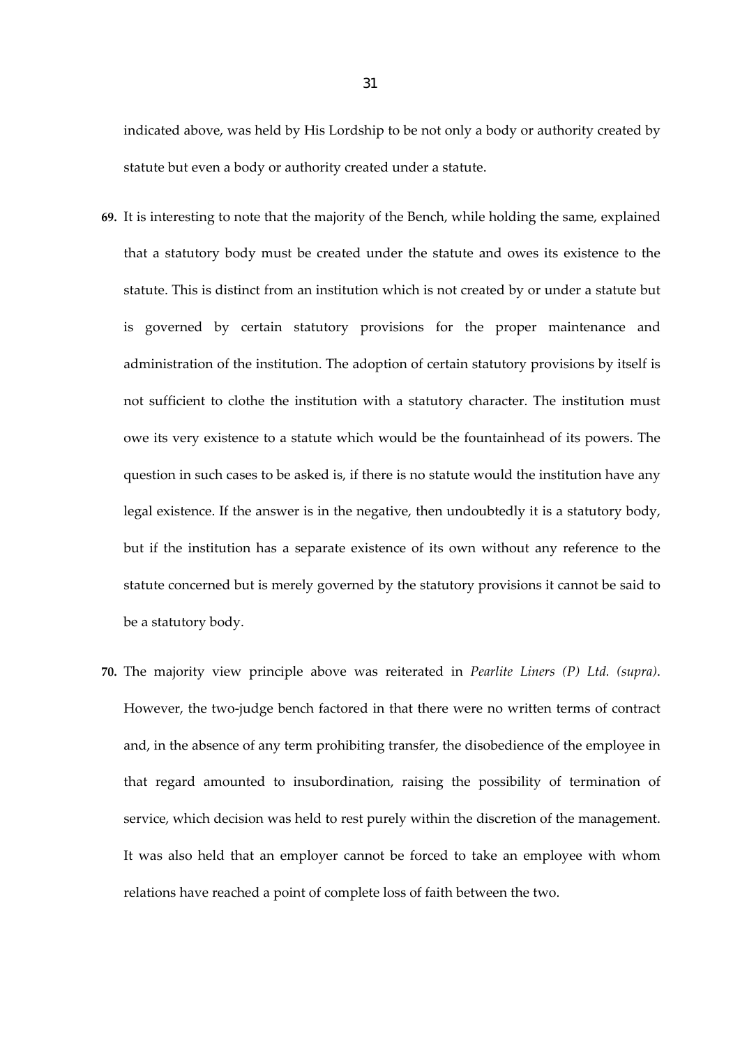indicated above, was held by His Lordship to be not only a body or authority created by statute but even a body or authority created under a statute.

**69.** It is interesting to note that the majority of the Bench, while holding the same, explained that a statutory body must be created under the statute and owes its existence to the statute. This is distinct from an institution which is not created by or under a statute but is governed by certain statutory provisions for the proper maintenance and administration of the institution. The adoption of certain statutory provisions by itself is not sufficient to clothe the institution with a statutory character. The institution must owe its very existence to a statute which would be the fountainhead of its powers. The question in such cases to be asked is, if there is no statute would the institution have any legal existence. If the answer is in the negative, then undoubtedly it is a statutory body, but if the institution has a separate existence of its own without any reference to the statute concerned but is merely governed by the statutory provisions it cannot be said to be a statutory body.

**70.** The majority view principle above was reiterated in *Pearlite Liners (P) Ltd. (supra)*. However, the two-judge bench factored in that there were no written terms of contract and, in the absence of any term prohibiting transfer, the disobedience of the employee in that regard amounted to insubordination, raising the possibility of termination of service, which decision was held to rest purely within the discretion of the management. It was also held that an employer cannot be forced to take an employee with whom relations have reached a point of complete loss of faith between the two.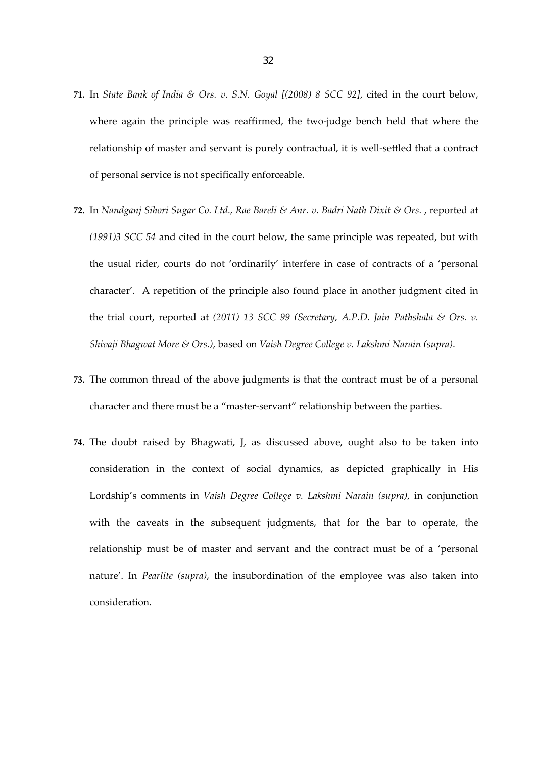**71.** In *State Bank of India & Ors. v. S.N. Goyal [(2008) 8 SCC 92]*, cited in the court below, where again the principle was reaffirmed, the two-judge bench held that where the relationship of master and servant is purely contractual, it is well-settled that a contract of personal service is not specifically enforceable.

**72.** In *Nandganj Sihori Sugar Co. Ltd., Rae Bareli & Anr. v. Badri Nath Dixit & Ors.* , reported at *(1991)3 SCC 54* and cited in the court below, the same principle was repeated, but with the usual rider, courts do not 'ordinarily' interfere in case of contracts of a 'personal character'. A repetition of the principle also found place in another judgment cited in the trial court, reported at *(2011) 13 SCC 99 (Secretary, A.P.D. Jain Pathshala & Ors. v. Shivaji Bhagwat More & Ors.)*, based on *Vaish Degree College v. Lakshmi Narain (supra)*.

**73.** The common thread of the above judgments is that the contract must be of a personal character and there must be a "master-servant" relationship between the parties.

**74.** The doubt raised by Bhagwati, J, as discussed above, ought also to be taken into consideration in the context of social dynamics, as depicted graphically in His Lordship's comments in *Vaish Degree College v. Lakshmi Narain (supra)*, in conjunction with the caveats in the subsequent judgments, that for the bar to operate, the relationship must be of master and servant and the contract must be of a 'personal nature'. In *Pearlite (supra)*, the insubordination of the employee was also taken into consideration.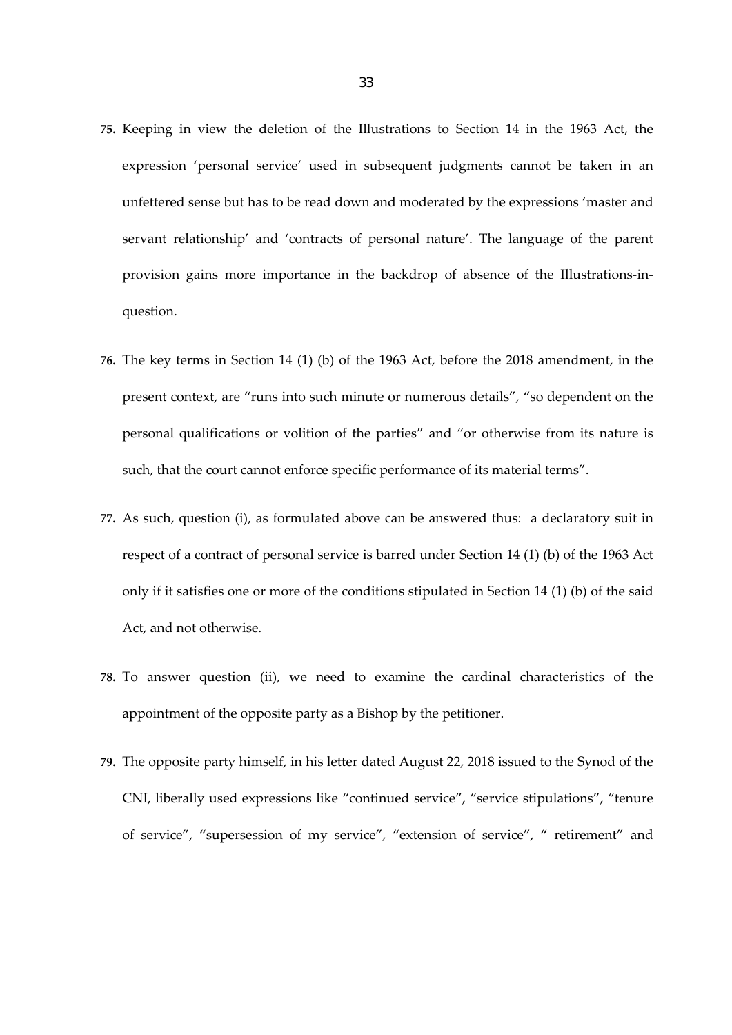**75.** Keeping in view the deletion of the Illustrations to Section 14 in the 1963 Act, the expression 'personal service' used in subsequent judgments cannot be taken in an unfettered sense but has to be read down and moderated by the expressions 'master and servant relationship' and 'contracts of personal nature'. The language of the parent provision gains more importance in the backdrop of absence of the Illustrations-in-question.

**76.** The key terms in Section 14 (1) (b) of the 1963 Act, before the 2018 amendment, in the present context, are "runs into such minute or numerous details", "so dependent on the personal qualifications or volition of the parties" and "or otherwise from its nature is such, that the court cannot enforce specific performance of its material terms".

**77.** As such, question (i), as formulated above can be answered thus: a declaratory suit in respect of a contract of personal service is barred under Section 14 (1) (b) of the 1963 Act only if it satisfies one or more of the conditions stipulated in Section 14 (1) (b) of the said Act, and not otherwise.

**78.** To answer question (ii), we need to examine the cardinal characteristics of the appointment of the opposite party as a Bishop by the petitioner.

**79.** The opposite party himself, in his letter dated August 22, 2018 issued to the Synod of the CNI, liberally used expressions like "continued service", "service stipulations", "tenure of service", "supersession of my service", "extension of service", " retirement" and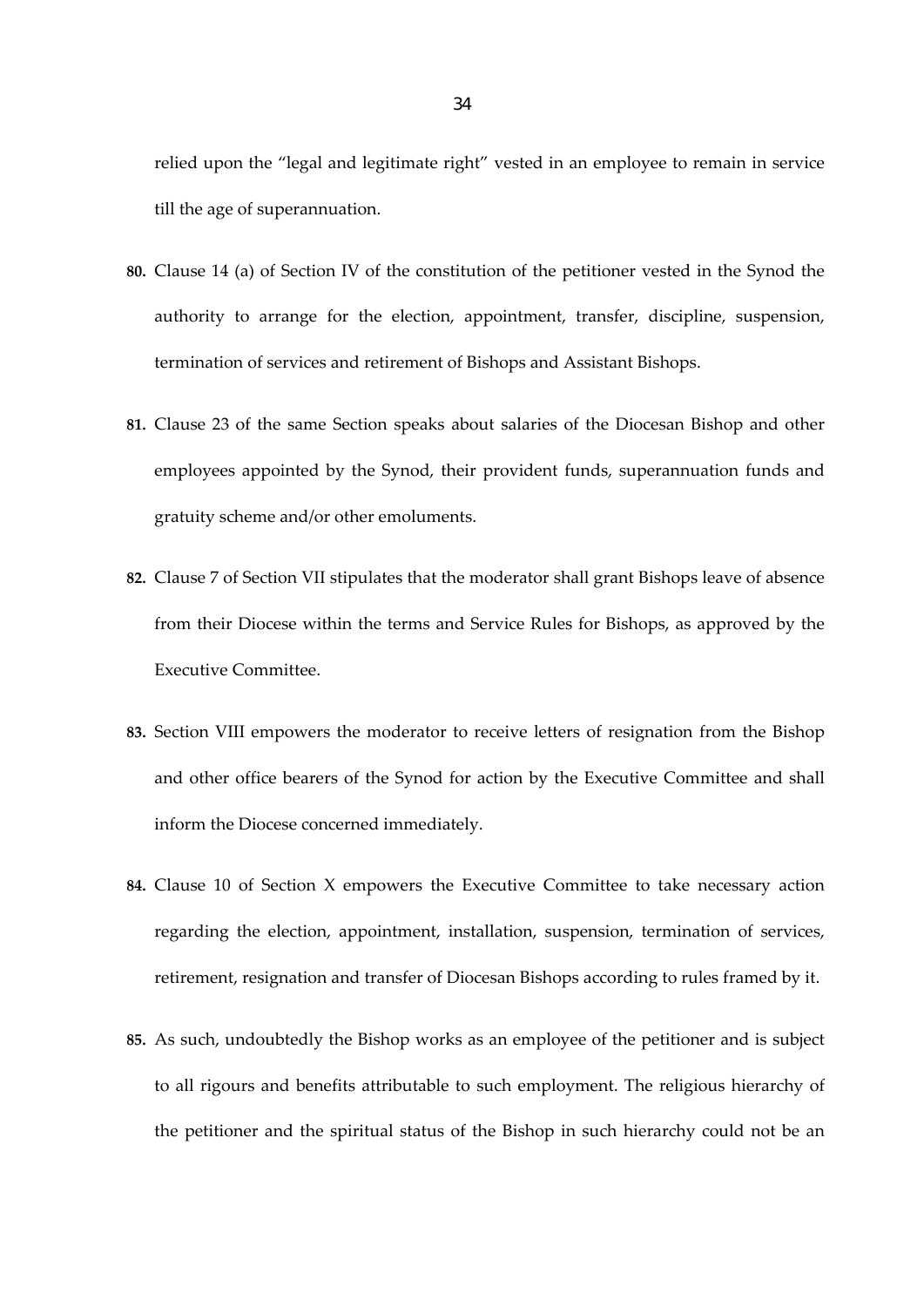relied upon the "legal and legitimate right" vested in an employee to remain in service till the age of superannuation.

**80.** Clause 14 (a) of Section IV of the constitution of the petitioner vested in the Synod the authority to arrange for the election, appointment, transfer, discipline, suspension, termination of services and retirement of Bishops and Assistant Bishops.

**81.** Clause 23 of the same Section speaks about salaries of the Diocesan Bishop and other employees appointed by the Synod, their provident funds, superannuation funds and gratuity scheme and/or other emoluments.

**82.** Clause 7 of Section VII stipulates that the moderator shall grant Bishops leave of absence from their Diocese within the terms and Service Rules for Bishops, as approved by the Executive Committee.

**83.** Section VIII empowers the moderator to receive letters of resignation from the Bishop and other office bearers of the Synod for action by the Executive Committee and shall inform the Diocese concerned immediately.

**84.** Clause 10 of Section X empowers the Executive Committee to take necessary action regarding the election, appointment, installation, suspension, termination of services, retirement, resignation and transfer of Diocesan Bishops according to rules framed by it.

**85.** As such, undoubtedly the Bishop works as an employee of the petitioner and is subject to all rigours and benefits attributable to such employment. The religious hierarchy of the petitioner and the spiritual status of the Bishop in such hierarchy could not be an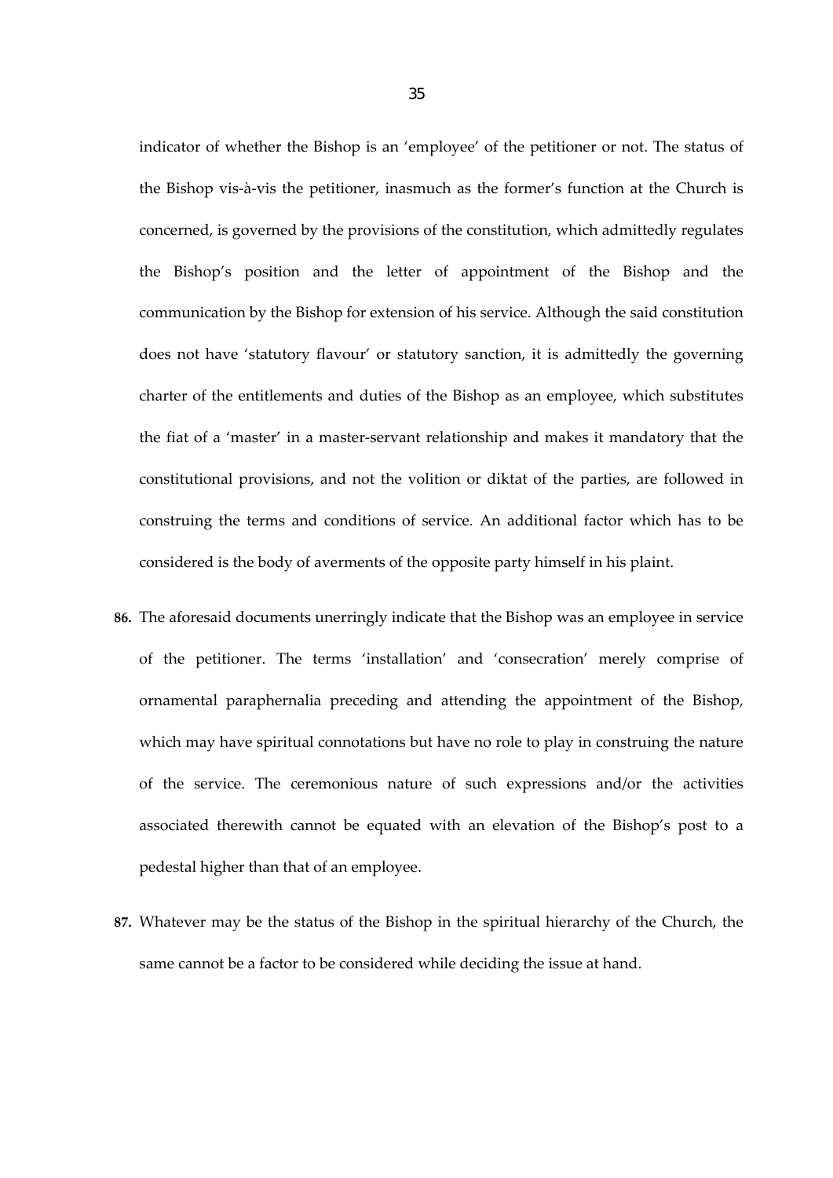indicator of whether the Bishop is an 'employee' of the petitioner or not. The status of the Bishop vis-à-vis the petitioner, inasmuch as the former's function at the Church is concerned, is governed by the provisions of the constitution, which admittedly regulates the Bishop's position and the letter of appointment of the Bishop and the communication by the Bishop for extension of his service. Although the said constitution does not have 'statutory flavour' or statutory sanction, it is admittedly the governing charter of the entitlements and duties of the Bishop as an employee, which substitutes the fiat of a 'master' in a master-servant relationship and makes it mandatory that the constitutional provisions, and not the volition or diktat of the parties, are followed in construing the terms and conditions of service. An additional factor which has to be considered is the body of averments of the opposite party himself in his plaint.

**86.** The aforesaid documents unerringly indicate that the Bishop was an employee in service of the petitioner. The terms 'installation' and 'consecration' merely comprise of ornamental paraphernalia preceding and attending the appointment of the Bishop, which may have spiritual connotations but have no role to play in construing the nature of the service. The ceremonious nature of such expressions and/or the activities associated therewith cannot be equated with an elevation of the Bishop's post to a pedestal higher than that of an employee.

**87.** Whatever may be the status of the Bishop in the spiritual hierarchy of the Church, the same cannot be a factor to be considered while deciding the issue at hand.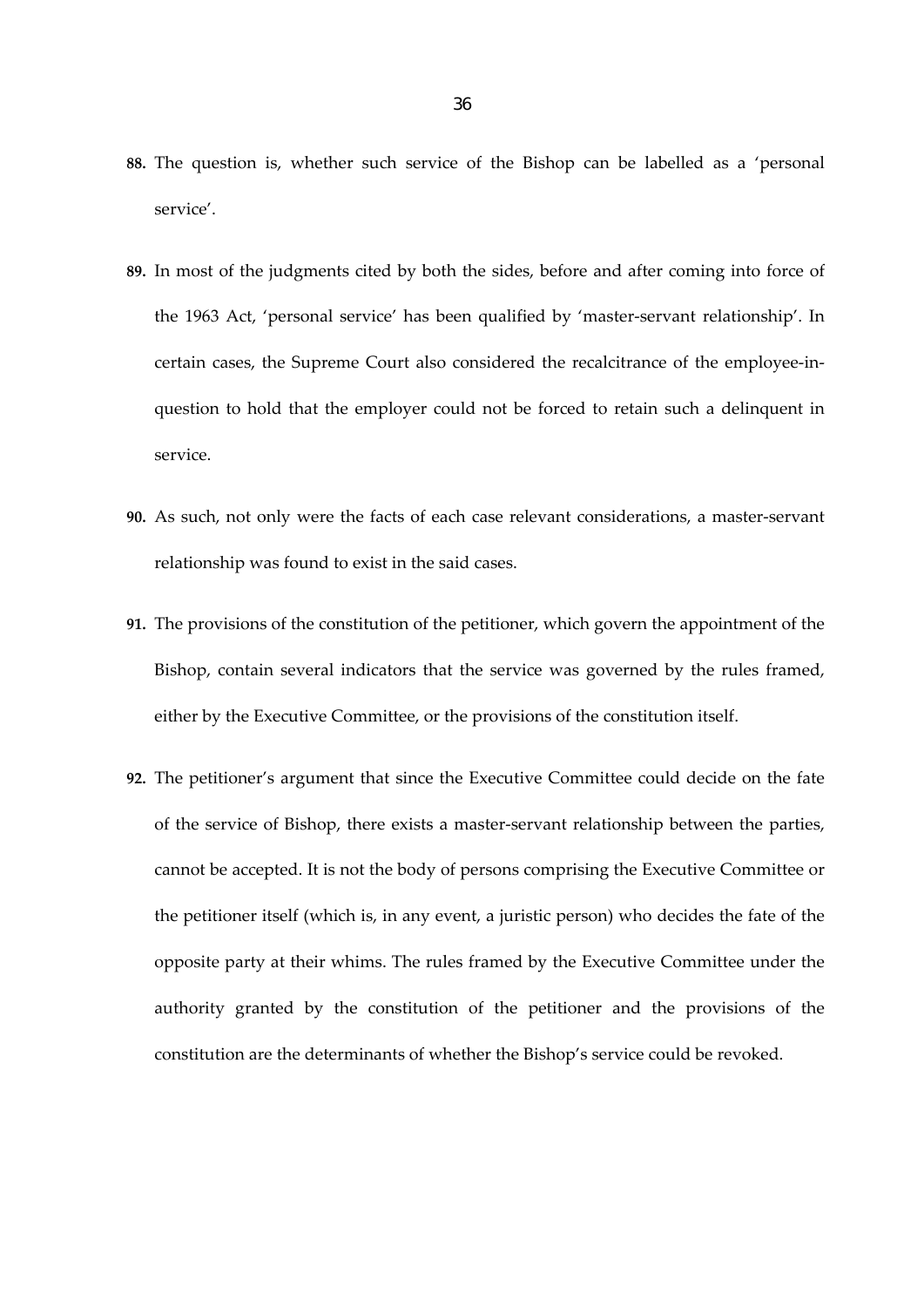**88.** The question is, whether such service of the Bishop can be labelled as a 'personal service'.

**89.** In most of the judgments cited by both the sides, before and after coming into force of the 1963 Act, 'personal service' has been qualified by 'master-servant relationship'. In certain cases, the Supreme Court also considered the recalcitrance of the employee-in-question to hold that the employer could not be forced to retain such a delinquent in service.

**90.** As such, not only were the facts of each case relevant considerations, a master-servant relationship was found to exist in the said cases.

**91.** The provisions of the constitution of the petitioner, which govern the appointment of the Bishop, contain several indicators that the service was governed by the rules framed, either by the Executive Committee, or the provisions of the constitution itself.

**92.** The petitioner's argument that since the Executive Committee could decide on the fate of the service of Bishop, there exists a master-servant relationship between the parties, cannot be accepted. It is not the body of persons comprising the Executive Committee or the petitioner itself (which is, in any event, a juristic person) who decides the fate of the opposite party at their whims. The rules framed by the Executive Committee under the authority granted by the constitution of the petitioner and the provisions of the constitution are the determinants of whether the Bishop's service could be revoked.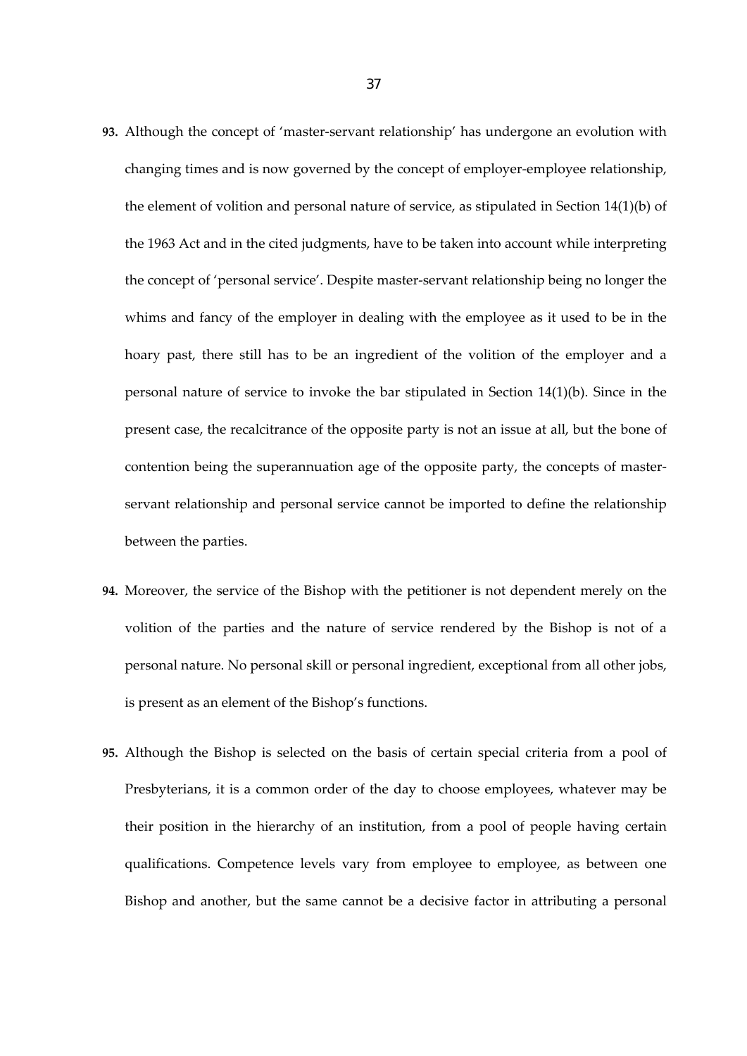**93.** Although the concept of 'master-servant relationship' has undergone an evolution with changing times and is now governed by the concept of employer-employee relationship, the element of volition and personal nature of service, as stipulated in Section 14(1)(b) of the 1963 Act and in the cited judgments, have to be taken into account while interpreting the concept of 'personal service'. Despite master-servant relationship being no longer the whims and fancy of the employer in dealing with the employee as it used to be in the hoary past, there still has to be an ingredient of the volition of the employer and a personal nature of service to invoke the bar stipulated in Section 14(1)(b). Since in the present case, the recalcitrance of the opposite party is not an issue at all, but the bone of contention being the superannuation age of the opposite party, the concepts of master-servant relationship and personal service cannot be imported to define the relationship between the parties.

**94.** Moreover, the service of the Bishop with the petitioner is not dependent merely on the volition of the parties and the nature of service rendered by the Bishop is not of a personal nature. No personal skill or personal ingredient, exceptional from all other jobs, is present as an element of the Bishop's functions.

**95.** Although the Bishop is selected on the basis of certain special criteria from a pool of Presbyterians, it is a common order of the day to choose employees, whatever may be their position in the hierarchy of an institution, from a pool of people having certain qualifications. Competence levels vary from employee to employee, as between one Bishop and another, but the same cannot be a decisive factor in attributing a personal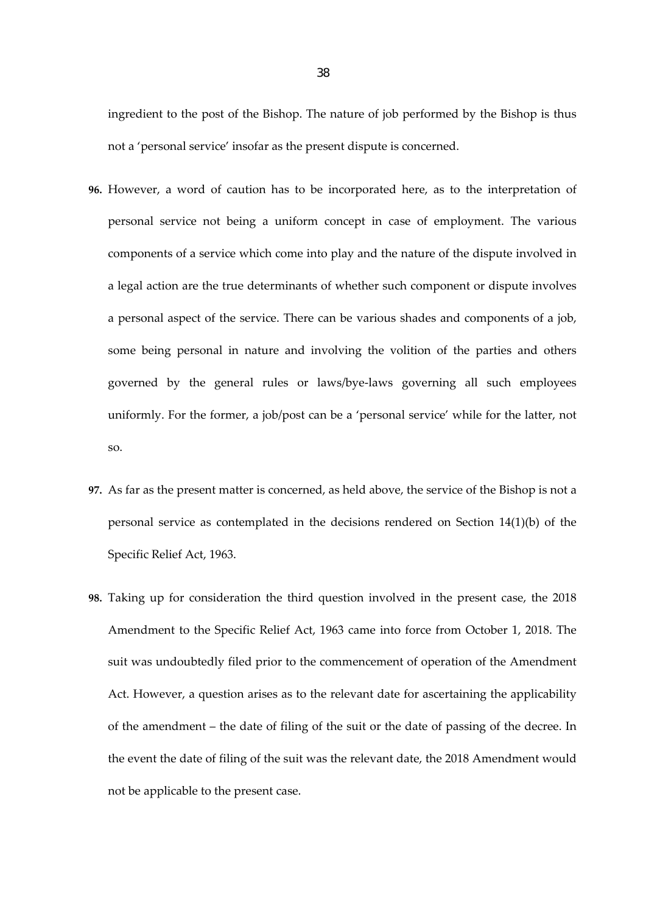ingredient to the post of the Bishop. The nature of job performed by the Bishop is thus not a 'personal service' insofar as the present dispute is concerned.

**96.** However, a word of caution has to be incorporated here, as to the interpretation of personal service not being a uniform concept in case of employment. The various components of a service which come into play and the nature of the dispute involved in a legal action are the true determinants of whether such component or dispute involves a personal aspect of the service. There can be various shades and components of a job, some being personal in nature and involving the volition of the parties and others governed by the general rules or laws/bye-laws governing all such employees uniformly. For the former, a job/post can be a 'personal service' while for the latter, not so.

**97.** As far as the present matter is concerned, as held above, the service of the Bishop is not a personal service as contemplated in the decisions rendered on Section 14(1)(b) of the Specific Relief Act, 1963.

**98.** Taking up for consideration the third question involved in the present case, the 2018 Amendment to the Specific Relief Act, 1963 came into force from October 1, 2018. The suit was undoubtedly filed prior to the commencement of operation of the Amendment Act. However, a question arises as to the relevant date for ascertaining the applicability of the amendment – the date of filing of the suit or the date of passing of the decree. In the event the date of filing of the suit was the relevant date, the 2018 Amendment would not be applicable to the present case.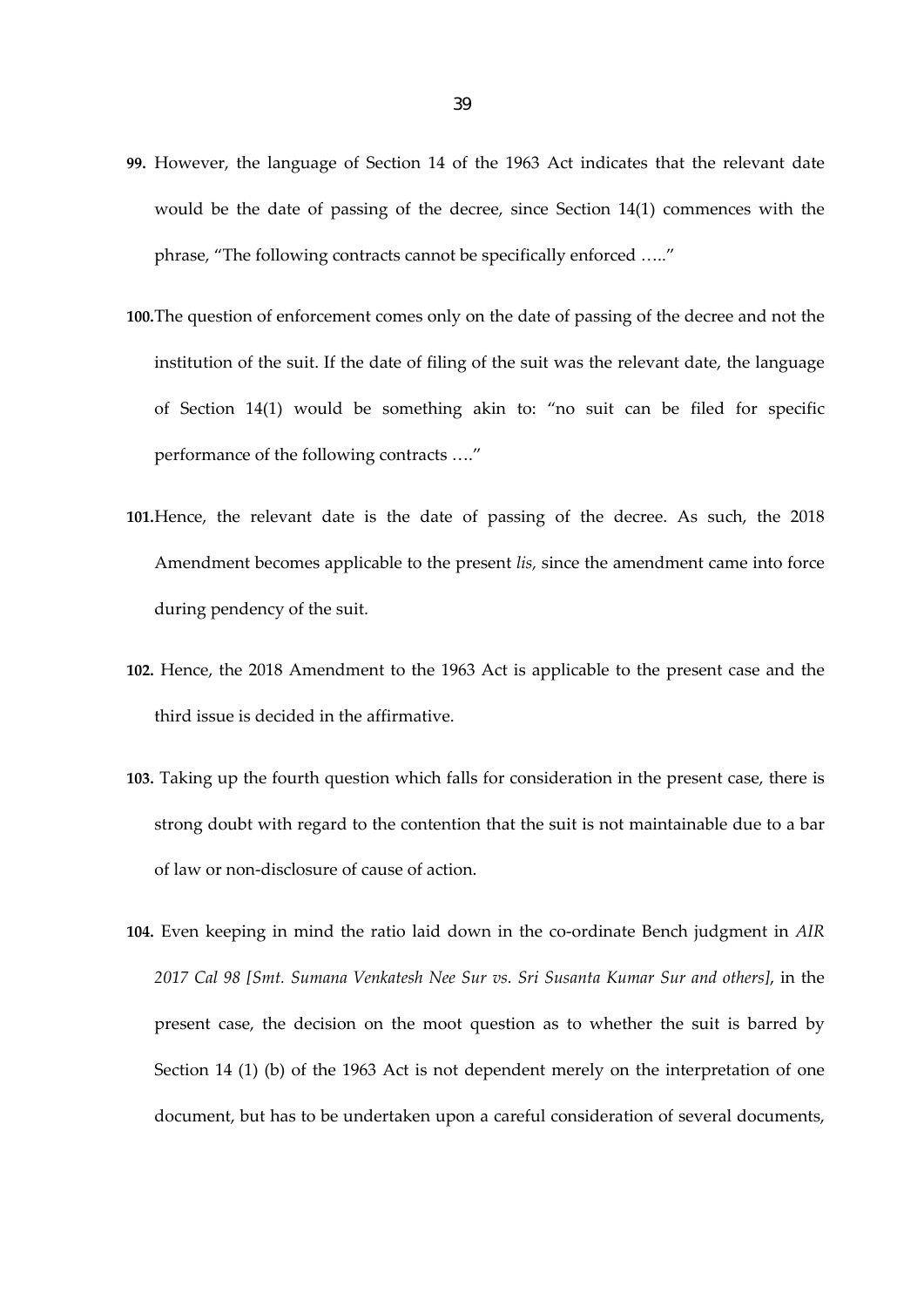**99.** However, the language of Section 14 of the 1963 Act indicates that the relevant date would be the date of passing of the decree, since Section 14(1) commences with the phrase, "The following contracts cannot be specifically enforced ….."

**100.** The question of enforcement comes only on the date of passing of the decree and not the institution of the suit. If the date of filing of the suit was the relevant date, the language of Section 14(1) would be something akin to: "no suit can be filed for specific performance of the following contracts …."

**101.** Hence, the relevant date is the date of passing of the decree. As such, the 2018 Amendment becomes applicable to the present *lis*, since the amendment came into force during pendency of the suit.

**102.** Hence, the 2018 Amendment to the 1963 Act is applicable to the present case and the third issue is decided in the affirmative.

**103.** Taking up the fourth question which falls for consideration in the present case, there is strong doubt with regard to the contention that the suit is not maintainable due to a bar of law or non-disclosure of cause of action.

**104.** Even keeping in mind the ratio laid down in the co-ordinate Bench judgment in *AIR 2017 Cal 98 [Smt. Sumana Venkatesh Nee Sur vs. Sri Susanta Kumar Sur and others]*, in the present case, the decision on the moot question as to whether the suit is barred by Section 14 (1) (b) of the 1963 Act is not dependent merely on the interpretation of one document, but has to be undertaken upon a careful consideration of several documents,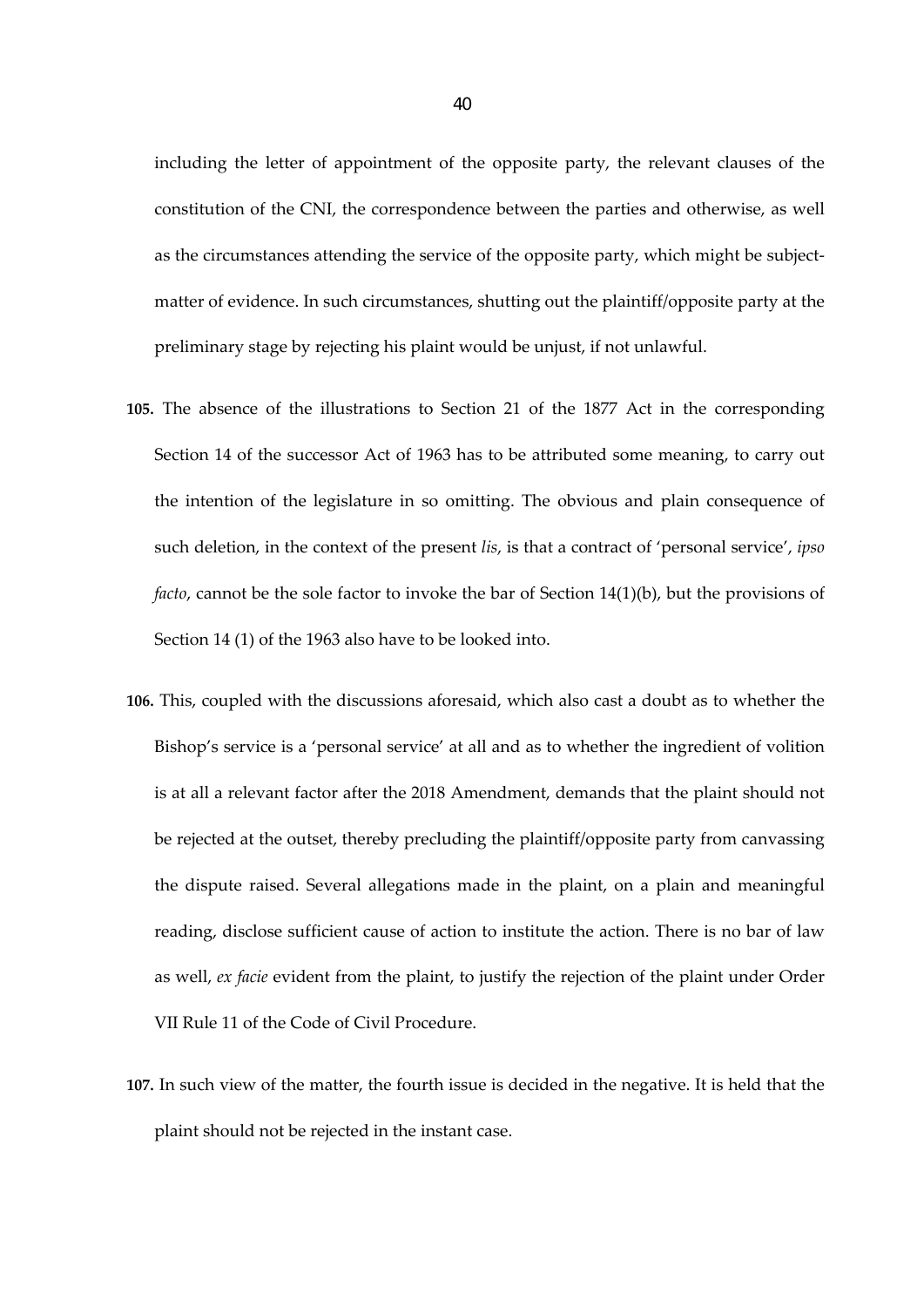including the letter of appointment of the opposite party, the relevant clauses of the constitution of the CNI, the correspondence between the parties and otherwise, as well as the circumstances attending the service of the opposite party, which might be subject-matter of evidence. In such circumstances, shutting out the plaintiff/opposite party at the preliminary stage by rejecting his plaint would be unjust, if not unlawful.

**105.** The absence of the illustrations to Section 21 of the 1877 Act in the corresponding Section 14 of the successor Act of 1963 has to be attributed some meaning, to carry out the intention of the legislature in so omitting. The obvious and plain consequence of such deletion, in the context of the present *lis*, is that a contract of 'personal service', *ipso facto*, cannot be the sole factor to invoke the bar of Section 14(1)(b), but the provisions of Section 14 (1) of the 1963 also have to be looked into.

**106.** This, coupled with the discussions aforesaid, which also cast a doubt as to whether the Bishop's service is a 'personal service' at all and as to whether the ingredient of volition is at all a relevant factor after the 2018 Amendment, demands that the plaint should not be rejected at the outset, thereby precluding the plaintiff/opposite party from canvassing the dispute raised. Several allegations made in the plaint, on a plain and meaningful reading, disclose sufficient cause of action to institute the action. There is no bar of law as well, *ex facie* evident from the plaint, to justify the rejection of the plaint under Order VII Rule 11 of the Code of Civil Procedure.

**107.** In such view of the matter, the fourth issue is decided in the negative. It is held that the plaint should not be rejected in the instant case.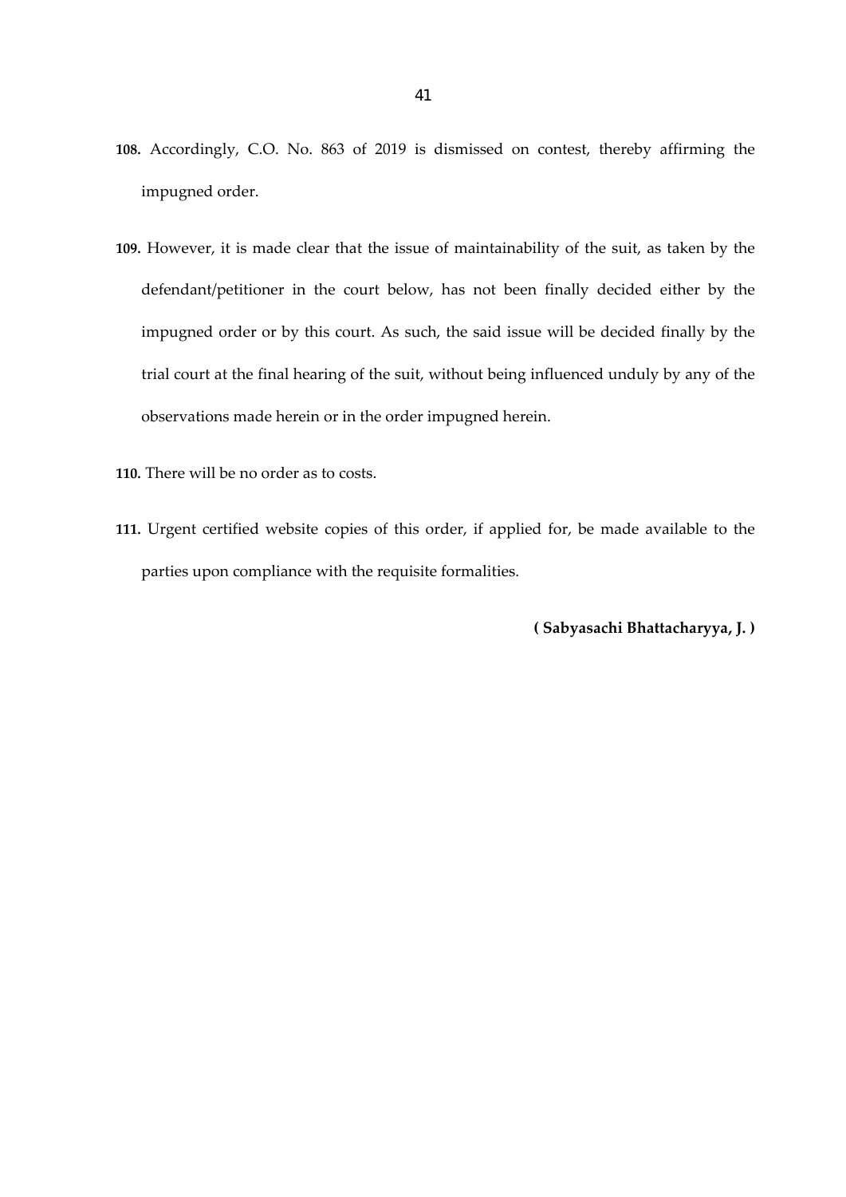**108.** Accordingly, C.O. No. 863 of 2019 is dismissed on contest, thereby affirming the impugned order.

**109.** However, it is made clear that the issue of maintainability of the suit, as taken by the defendant/petitioner in the court below, has not been finally decided either by the impugned order or by this court. As such, the said issue will be decided finally by the trial court at the final hearing of the suit, without being influenced unduly by any of the observations made herein or in the order impugned herein.

**110.** There will be no order as to costs.

**111.** Urgent certified website copies of this order, if applied for, be made available to the parties upon compliance with the requisite formalities.

**( Sabyasachi Bhattacharyya, J. )**